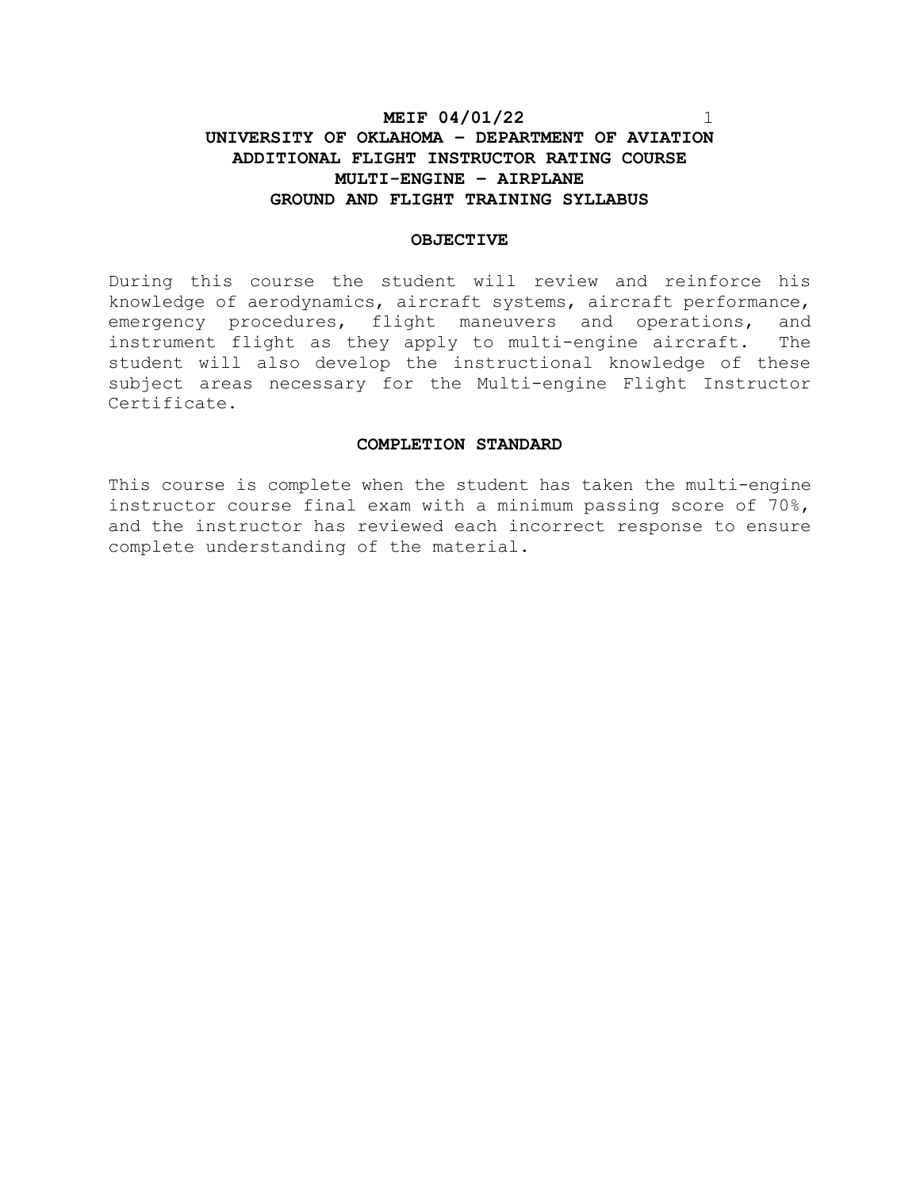**MEIF 04/01/22**

# UNIVERSITY OF OKLAHOMA – DEPARTMENT OF AVIATION
# ADDITIONAL FLIGHT INSTRUCTOR RATING COURSE
# MULTI-ENGINE – AIRPLANE
# GROUND AND FLIGHT TRAINING SYLLABUS

## OBJECTIVE

During this course the student will review and reinforce his knowledge of aerodynamics, aircraft systems, aircraft performance, emergency procedures, flight maneuvers and operations, and instrument flight as they apply to multi-engine aircraft. The student will also develop the instructional knowledge of these subject areas necessary for the Multi-engine Flight Instructor Certificate.

## COMPLETION STANDARD

This course is complete when the student has taken the multi-engine instructor course final exam with a minimum passing score of 70%, and the instructor has reviewed each incorrect response to ensure complete understanding of the material.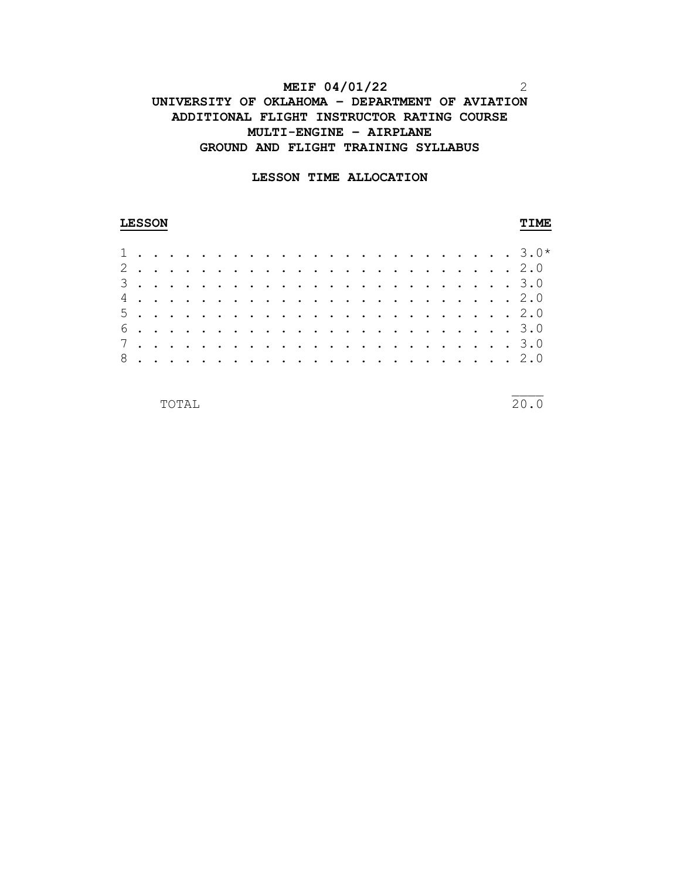**MEIF 04/01/22**

# UNIVERSITY OF OKLAHOMA – DEPARTMENT OF AVIATION
## ADDITIONAL FLIGHT INSTRUCTOR RATING COURSE
## MULTI-ENGINE – AIRPLANE
## GROUND AND FLIGHT TRAINING SYLLABUS

### LESSON TIME ALLOCATION

| LESSON | TIME |
|---|---|
| 1 | 3.0* |
| 2 | 2.0 |
| 3 | 3.0 |
| 4 | 2.0 |
| 5 | 2.0 |
| 6 | 3.0 |
| 7 | 3.0 |
| 8 | 2.0 |
| TOTAL | 20.0 |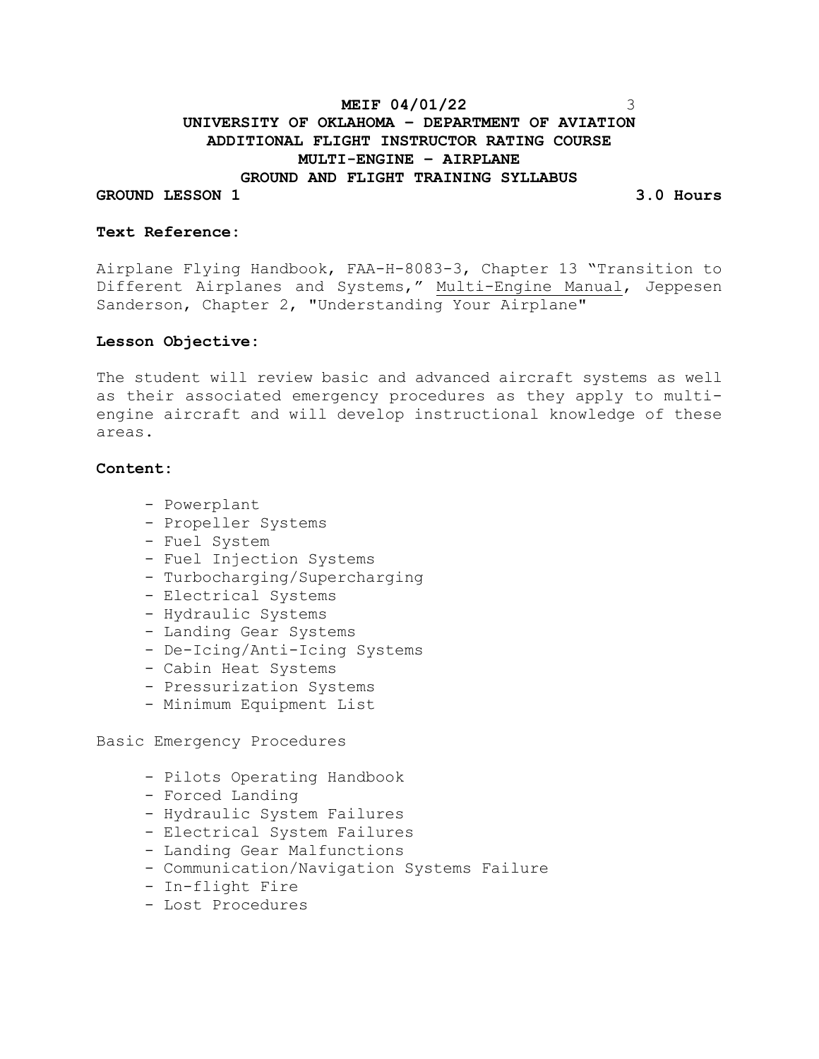**UNIVERSITY OF OKLAHOMA – DEPARTMENT OF AVIATION**
**ADDITIONAL FLIGHT INSTRUCTOR RATING COURSE**
**MULTI-ENGINE – AIRPLANE**
**GROUND AND FLIGHT TRAINING SYLLABUS**

## GROUND LESSON 1 — 3.0 Hours

**Text Reference:**

Airplane Flying Handbook, FAA-H-8083-3, Chapter 13 "Transition to Different Airplanes and Systems," Multi-Engine Manual, Jeppesen Sanderson, Chapter 2, "Understanding Your Airplane"

**Lesson Objective:**

The student will review basic and advanced aircraft systems as well as their associated emergency procedures as they apply to multi-engine aircraft and will develop instructional knowledge of these areas.

**Content:**

- Powerplant
- Propeller Systems
- Fuel System
- Fuel Injection Systems
- Turbocharging/Supercharging
- Electrical Systems
- Hydraulic Systems
- Landing Gear Systems
- De-Icing/Anti-Icing Systems
- Cabin Heat Systems
- Pressurization Systems
- Minimum Equipment List

Basic Emergency Procedures

- Pilots Operating Handbook
- Forced Landing
- Hydraulic System Failures
- Electrical System Failures
- Landing Gear Malfunctions
- Communication/Navigation Systems Failure
- In-flight Fire
- Lost Procedures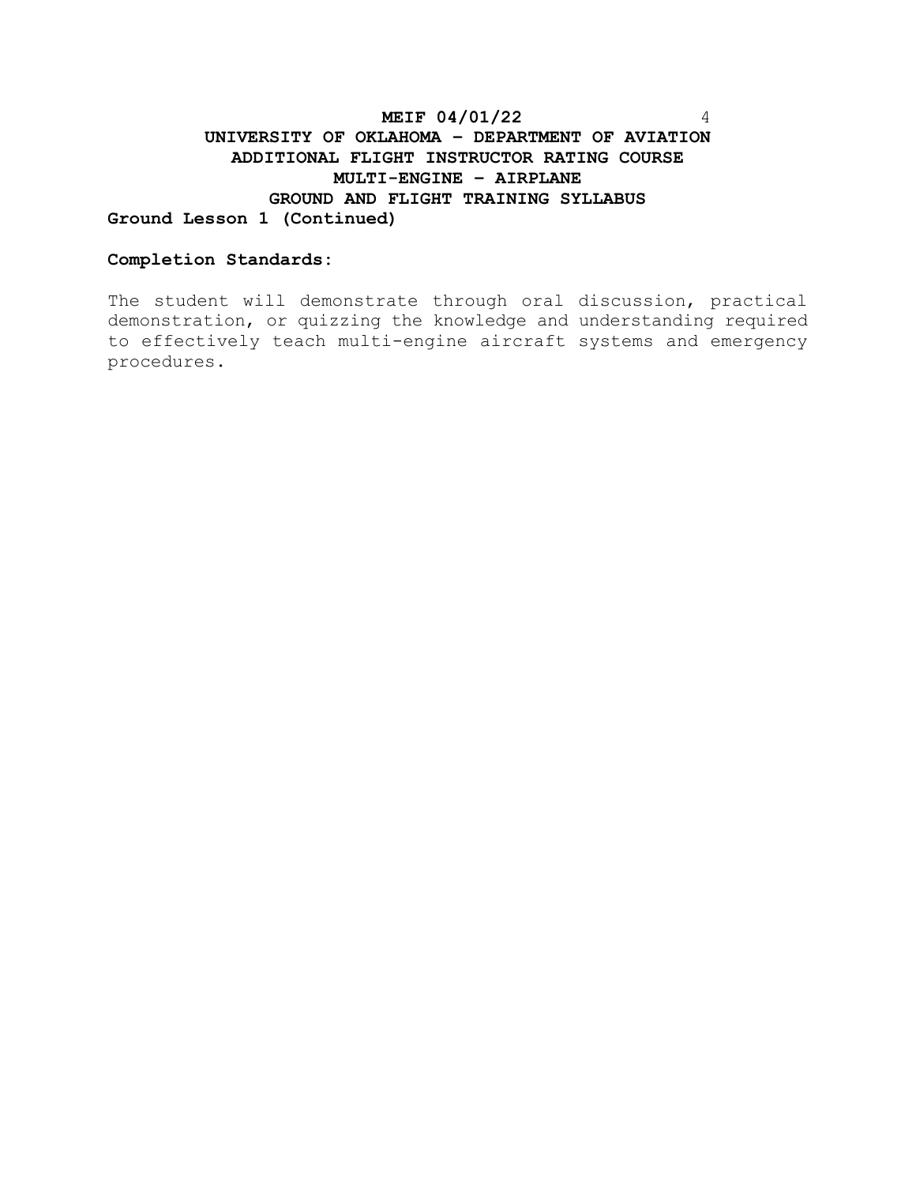**Ground Lesson 1 (Continued)**

**Completion Standards:**

The student will demonstrate through oral discussion, practical demonstration, or quizzing the knowledge and understanding required to effectively teach multi-engine aircraft systems and emergency procedures.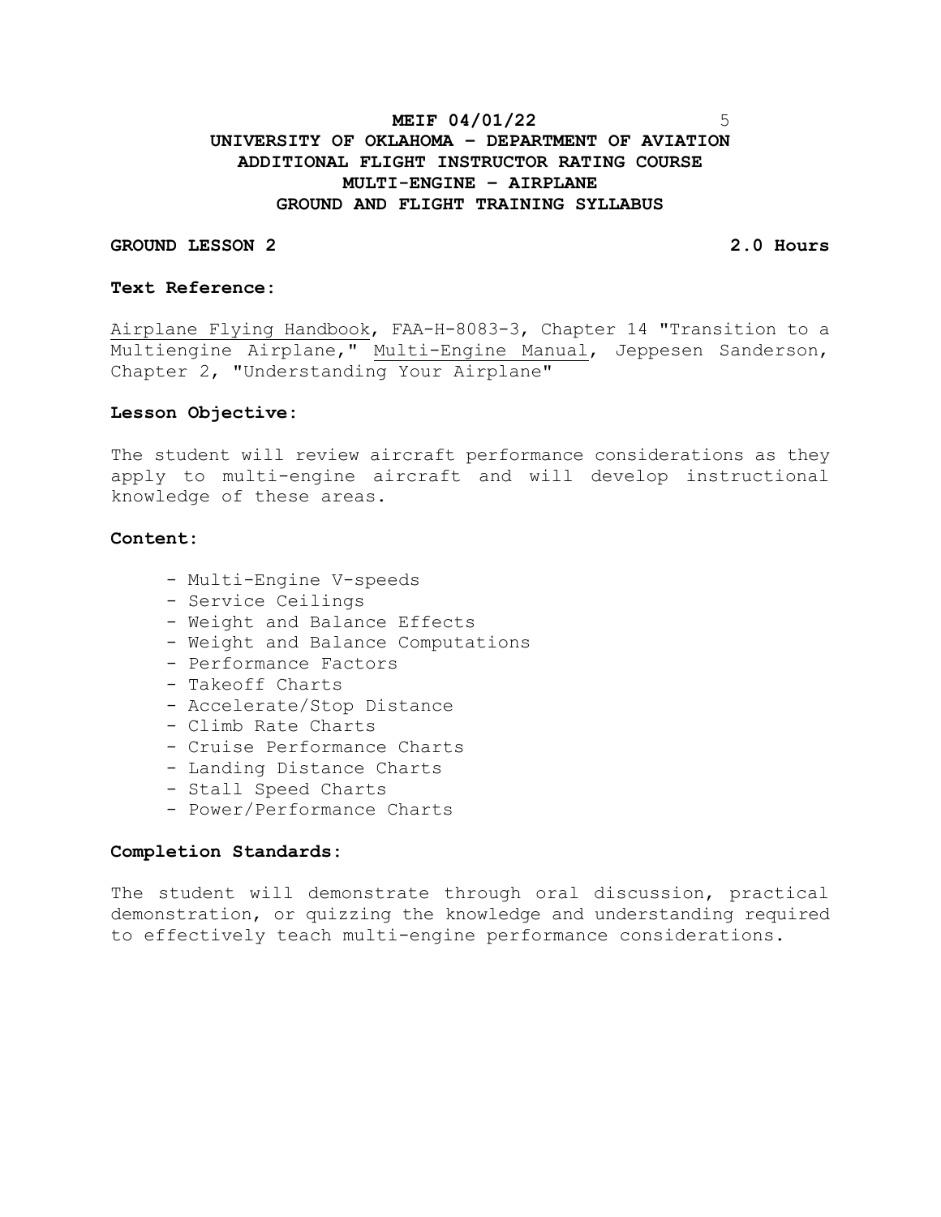**MEIF 04/01/22**

# UNIVERSITY OF OKLAHOMA – DEPARTMENT OF AVIATION
# ADDITIONAL FLIGHT INSTRUCTOR RATING COURSE
# MULTI-ENGINE – AIRPLANE
# GROUND AND FLIGHT TRAINING SYLLABUS

## GROUND LESSON 2 — 2.0 Hours

**Text Reference:**

Airplane Flying Handbook, FAA-H-8083-3, Chapter 14 "Transition to a Multiengine Airplane," Multi-Engine Manual, Jeppesen Sanderson, Chapter 2, "Understanding Your Airplane"

**Lesson Objective:**

The student will review aircraft performance considerations as they apply to multi-engine aircraft and will develop instructional knowledge of these areas.

**Content:**

- Multi-Engine V-speeds
- Service Ceilings
- Weight and Balance Effects
- Weight and Balance Computations
- Performance Factors
- Takeoff Charts
- Accelerate/Stop Distance
- Climb Rate Charts
- Cruise Performance Charts
- Landing Distance Charts
- Stall Speed Charts
- Power/Performance Charts

**Completion Standards:**

The student will demonstrate through oral discussion, practical demonstration, or quizzing the knowledge and understanding required to effectively teach multi-engine performance considerations.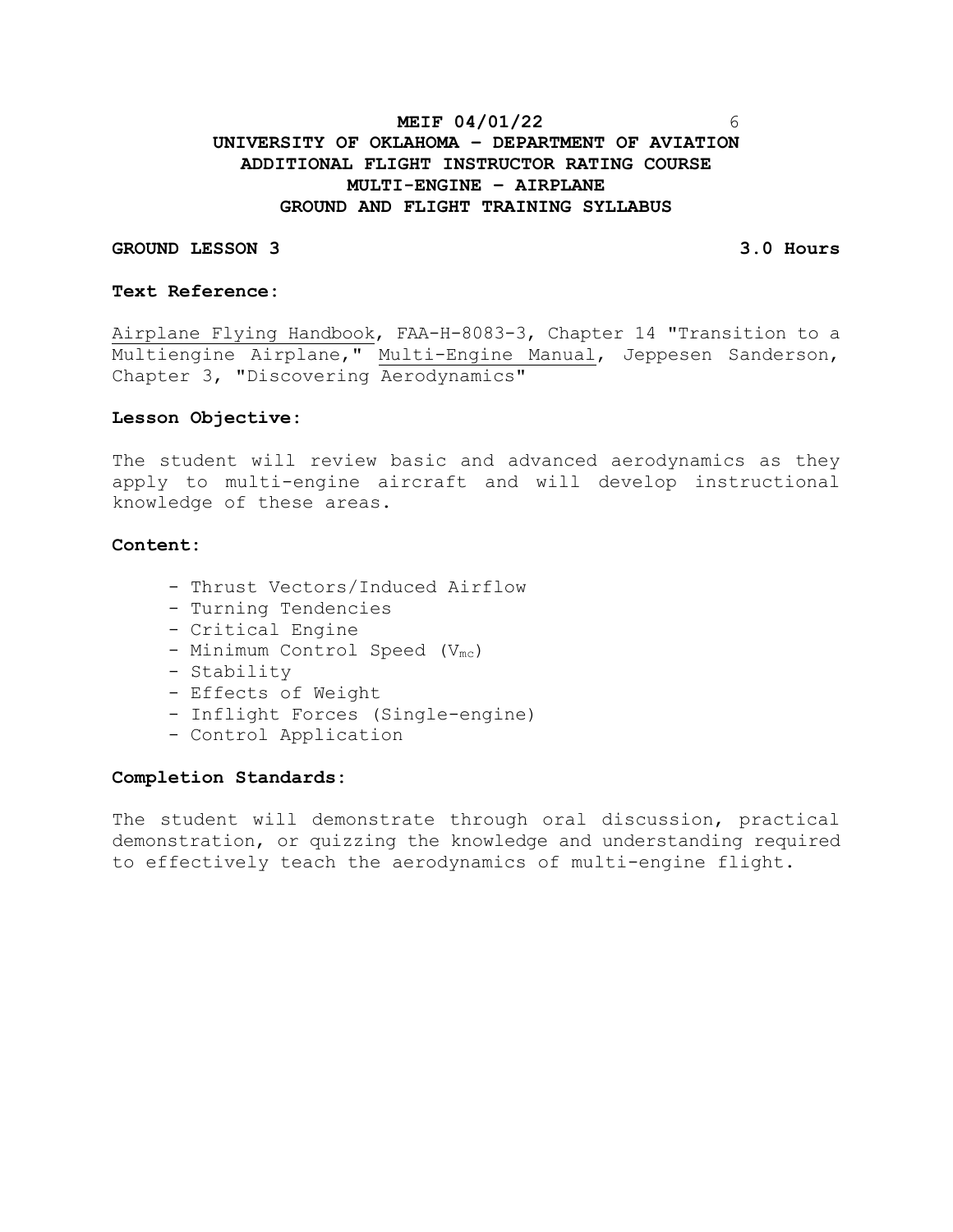# MEIF 04/01/22

# UNIVERSITY OF OKLAHOMA – DEPARTMENT OF AVIATION
# ADDITIONAL FLIGHT INSTRUCTOR RATING COURSE
# MULTI-ENGINE – AIRPLANE
# GROUND AND FLIGHT TRAINING SYLLABUS

## GROUND LESSON 3 — 3.0 Hours

**Text Reference:**

Airplane Flying Handbook, FAA-H-8083-3, Chapter 14 "Transition to a Multiengine Airplane," Multi-Engine Manual, Jeppesen Sanderson, Chapter 3, "Discovering Aerodynamics"

**Lesson Objective:**

The student will review basic and advanced aerodynamics as they apply to multi-engine aircraft and will develop instructional knowledge of these areas.

**Content:**

- Thrust Vectors/Induced Airflow
- Turning Tendencies
- Critical Engine
- Minimum Control Speed ($V_{mc}$)
- Stability
- Effects of Weight
- Inflight Forces (Single-engine)
- Control Application

**Completion Standards:**

The student will demonstrate through oral discussion, practical demonstration, or quizzing the knowledge and understanding required to effectively teach the aerodynamics of multi-engine flight.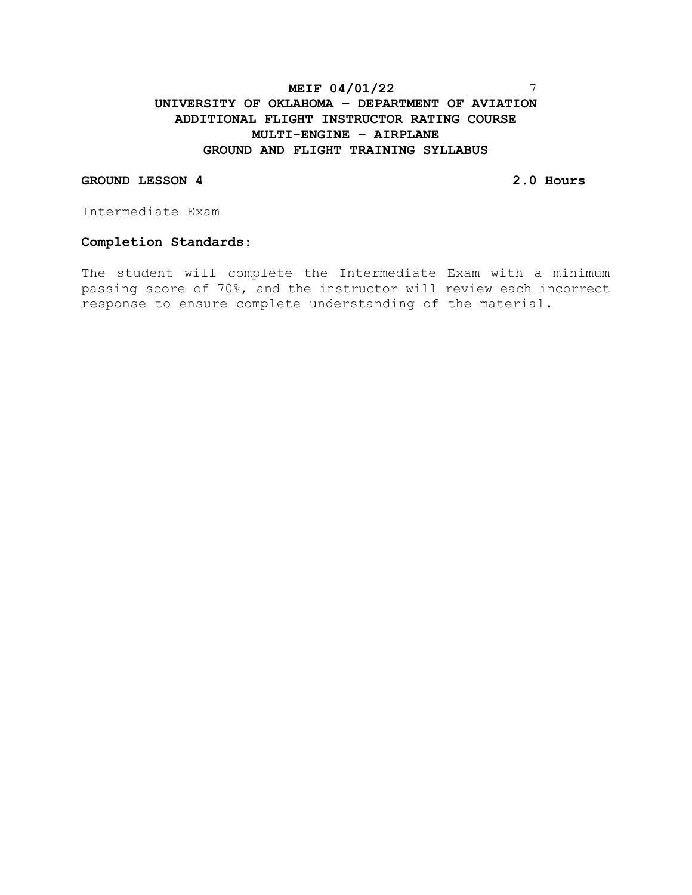**GROUND LESSON 4** **2.0 Hours**

Intermediate Exam

**Completion Standards:**

The student will complete the Intermediate Exam with a minimum passing score of 70%, and the instructor will review each incorrect response to ensure complete understanding of the material.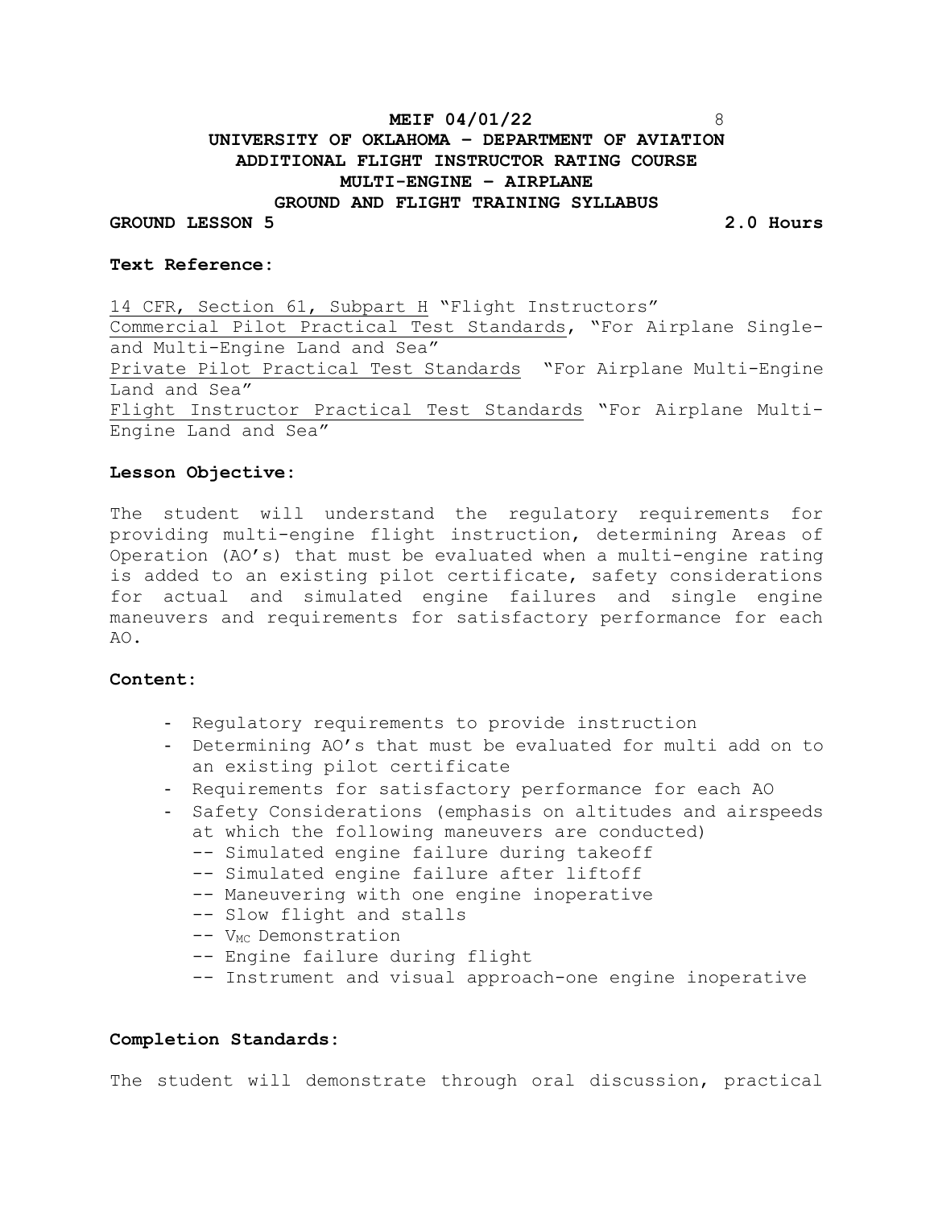**MEIF 04/01/22**

**UNIVERSITY OF OKLAHOMA – DEPARTMENT OF AVIATION**
**ADDITIONAL FLIGHT INSTRUCTOR RATING COURSE**
**MULTI-ENGINE – AIRPLANE**
**GROUND AND FLIGHT TRAINING SYLLABUS**

## GROUND LESSON 5 — 2.0 Hours

**Text Reference:**

14 CFR, Section 61, Subpart H "Flight Instructors"
Commercial Pilot Practical Test Standards, "For Airplane Single- and Multi-Engine Land and Sea"
Private Pilot Practical Test Standards "For Airplane Multi-Engine Land and Sea"
Flight Instructor Practical Test Standards "For Airplane Multi-Engine Land and Sea"

**Lesson Objective:**

The student will understand the regulatory requirements for providing multi-engine flight instruction, determining Areas of Operation (AO's) that must be evaluated when a multi-engine rating is added to an existing pilot certificate, safety considerations for actual and simulated engine failures and single engine maneuvers and requirements for satisfactory performance for each AO.

**Content:**

- Regulatory requirements to provide instruction
- Determining AO's that must be evaluated for multi add on to an existing pilot certificate
- Requirements for satisfactory performance for each AO
- Safety Considerations (emphasis on altitudes and airspeeds at which the following maneuvers are conducted)
  - -- Simulated engine failure during takeoff
  - -- Simulated engine failure after liftoff
  - -- Maneuvering with one engine inoperative
  - -- Slow flight and stalls
  - -- $V_{MC}$ Demonstration
  - -- Engine failure during flight
  - -- Instrument and visual approach-one engine inoperative

**Completion Standards:**

The student will demonstrate through oral discussion, practical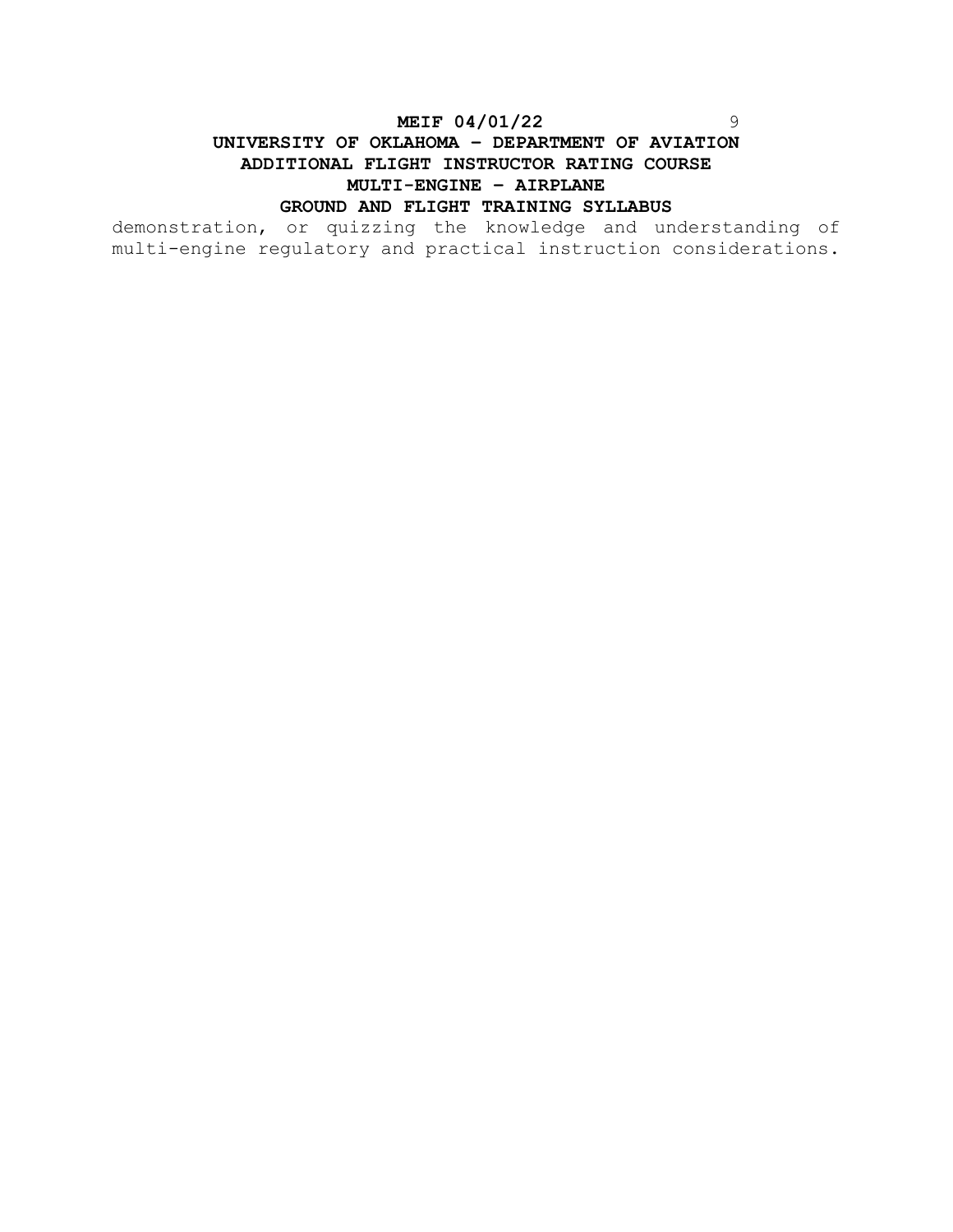demonstration, or quizzing the knowledge and understanding of multi-engine regulatory and practical instruction considerations.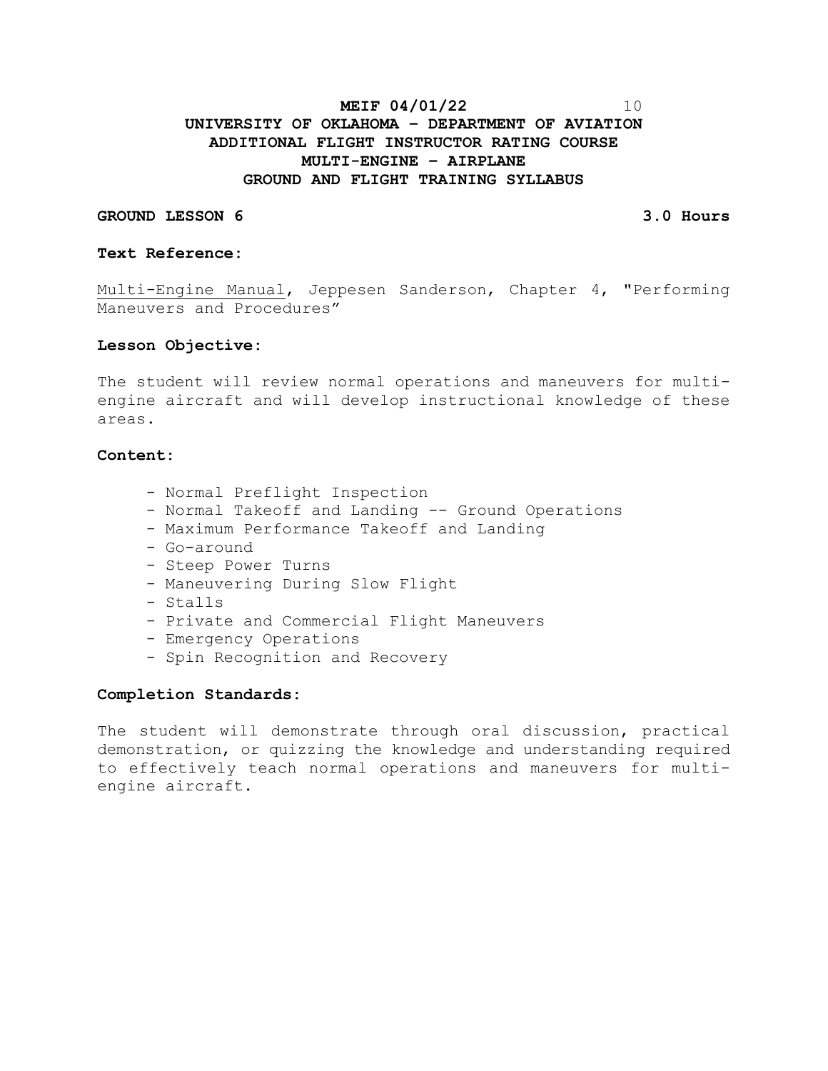**MEIF 04/01/22**

# UNIVERSITY OF OKLAHOMA – DEPARTMENT OF AVIATION
# ADDITIONAL FLIGHT INSTRUCTOR RATING COURSE
# MULTI-ENGINE – AIRPLANE
# GROUND AND FLIGHT TRAINING SYLLABUS

## GROUND LESSON 6 — 3.0 Hours

**Text Reference:**

Multi-Engine Manual, Jeppesen Sanderson, Chapter 4, "Performing Maneuvers and Procedures"

**Lesson Objective:**

The student will review normal operations and maneuvers for multi-engine aircraft and will develop instructional knowledge of these areas.

**Content:**

- Normal Preflight Inspection
- Normal Takeoff and Landing -- Ground Operations
- Maximum Performance Takeoff and Landing
- Go-around
- Steep Power Turns
- Maneuvering During Slow Flight
- Stalls
- Private and Commercial Flight Maneuvers
- Emergency Operations
- Spin Recognition and Recovery

**Completion Standards:**

The student will demonstrate through oral discussion, practical demonstration, or quizzing the knowledge and understanding required to effectively teach normal operations and maneuvers for multi-engine aircraft.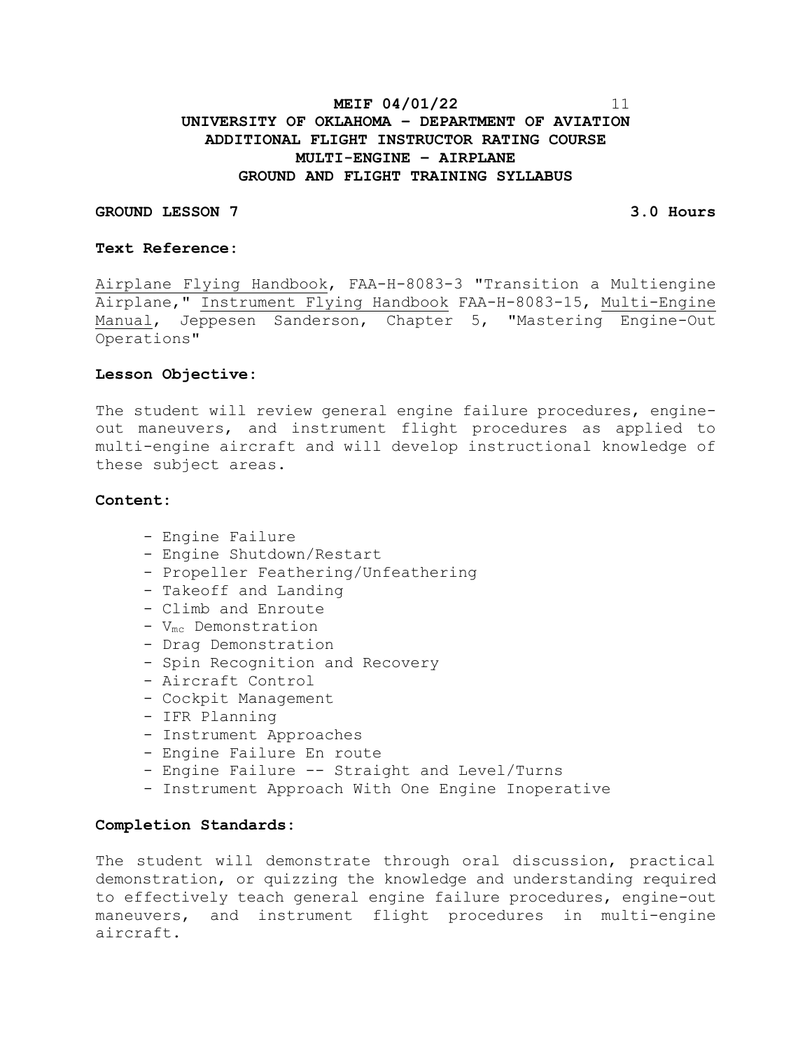# UNIVERSITY OF OKLAHOMA – DEPARTMENT OF AVIATION
# ADDITIONAL FLIGHT INSTRUCTOR RATING COURSE
# MULTI-ENGINE – AIRPLANE
# GROUND AND FLIGHT TRAINING SYLLABUS

**GROUND LESSON 7** **3.0 Hours**

**Text Reference:**

Airplane Flying Handbook, FAA-H-8083-3 "Transition a Multiengine Airplane," Instrument Flying Handbook FAA-H-8083-15, Multi-Engine Manual, Jeppesen Sanderson, Chapter 5, "Mastering Engine-Out Operations"

**Lesson Objective:**

The student will review general engine failure procedures, engine-out maneuvers, and instrument flight procedures as applied to multi-engine aircraft and will develop instructional knowledge of these subject areas.

**Content:**

- Engine Failure
- Engine Shutdown/Restart
- Propeller Feathering/Unfeathering
- Takeoff and Landing
- Climb and Enroute
- $V_{mc}$ Demonstration
- Drag Demonstration
- Spin Recognition and Recovery
- Aircraft Control
- Cockpit Management
- IFR Planning
- Instrument Approaches
- Engine Failure En route
- Engine Failure -- Straight and Level/Turns
- Instrument Approach With One Engine Inoperative

**Completion Standards:**

The student will demonstrate through oral discussion, practical demonstration, or quizzing the knowledge and understanding required to effectively teach general engine failure procedures, engine-out maneuvers, and instrument flight procedures in multi-engine aircraft.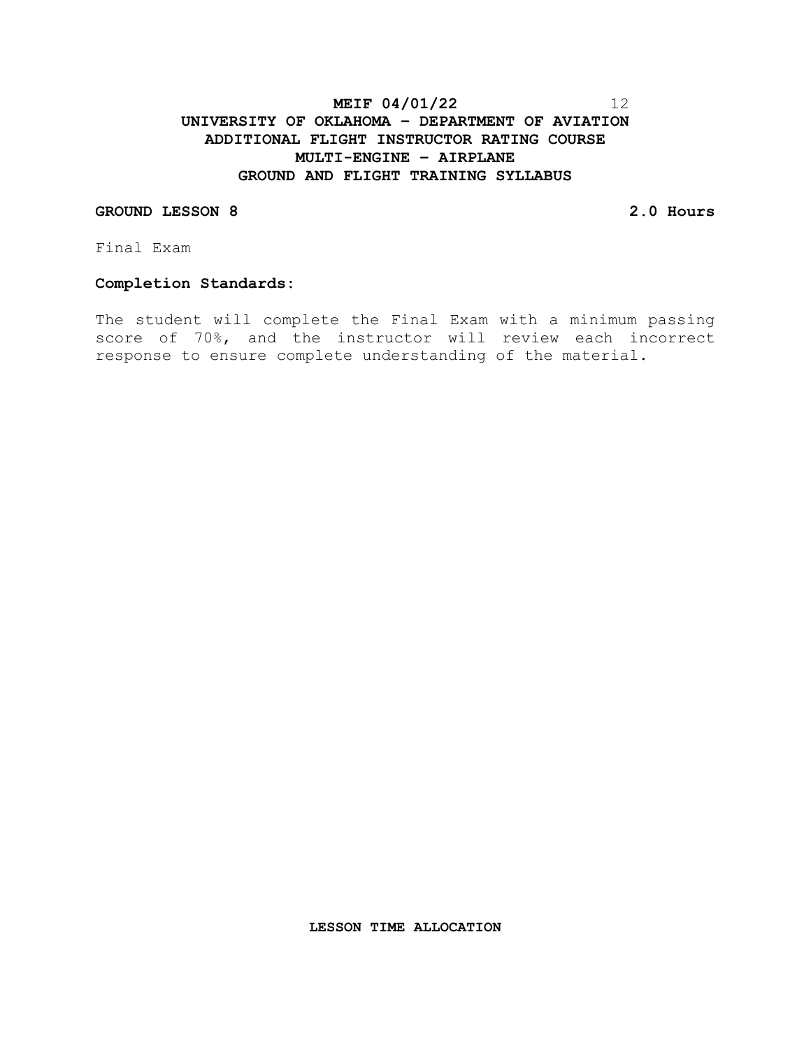**GROUND LESSON 8** **2.0 Hours**

Final Exam

**Completion Standards:**

The student will complete the Final Exam with a minimum passing score of 70%, and the instructor will review each incorrect response to ensure complete understanding of the material.

**LESSON TIME ALLOCATION**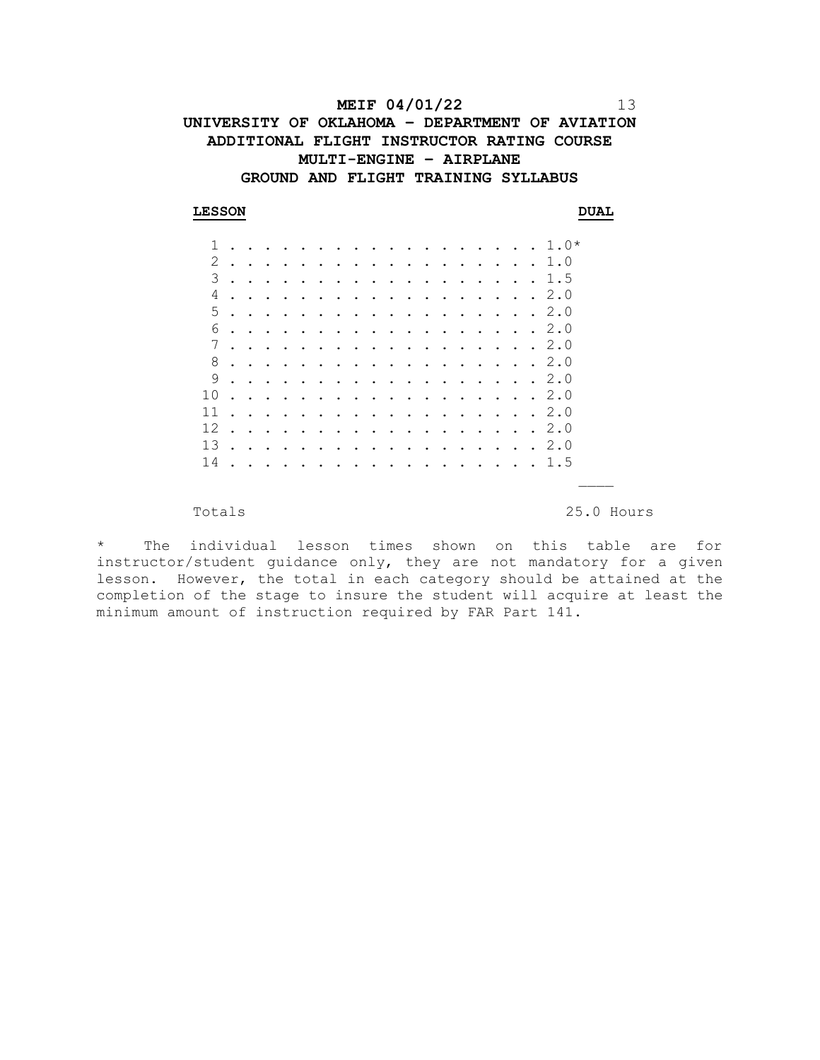**MEIF 04/01/22**

# UNIVERSITY OF OKLAHOMA – DEPARTMENT OF AVIATION
## ADDITIONAL FLIGHT INSTRUCTOR RATING COURSE
## MULTI-ENGINE – AIRPLANE
## GROUND AND FLIGHT TRAINING SYLLABUS

| **LESSON** | **DUAL** |
|---|---|
| 1 | 1.0* |
| 2 | 1.0 |
| 3 | 1.5 |
| 4 | 2.0 |
| 5 | 2.0 |
| 6 | 2.0 |
| 7 | 2.0 |
| 8 | 2.0 |
| 9 | 2.0 |
| 10 | 2.0 |
| 11 | 2.0 |
| 12 | 2.0 |
| 13 | 2.0 |
| 14 | 1.5 |
| Totals | 25.0 Hours |

* The individual lesson times shown on this table are for instructor/student guidance only, they are not mandatory for a given lesson. However, the total in each category should be attained at the completion of the stage to insure the student will acquire at least the minimum amount of instruction required by FAR Part 141.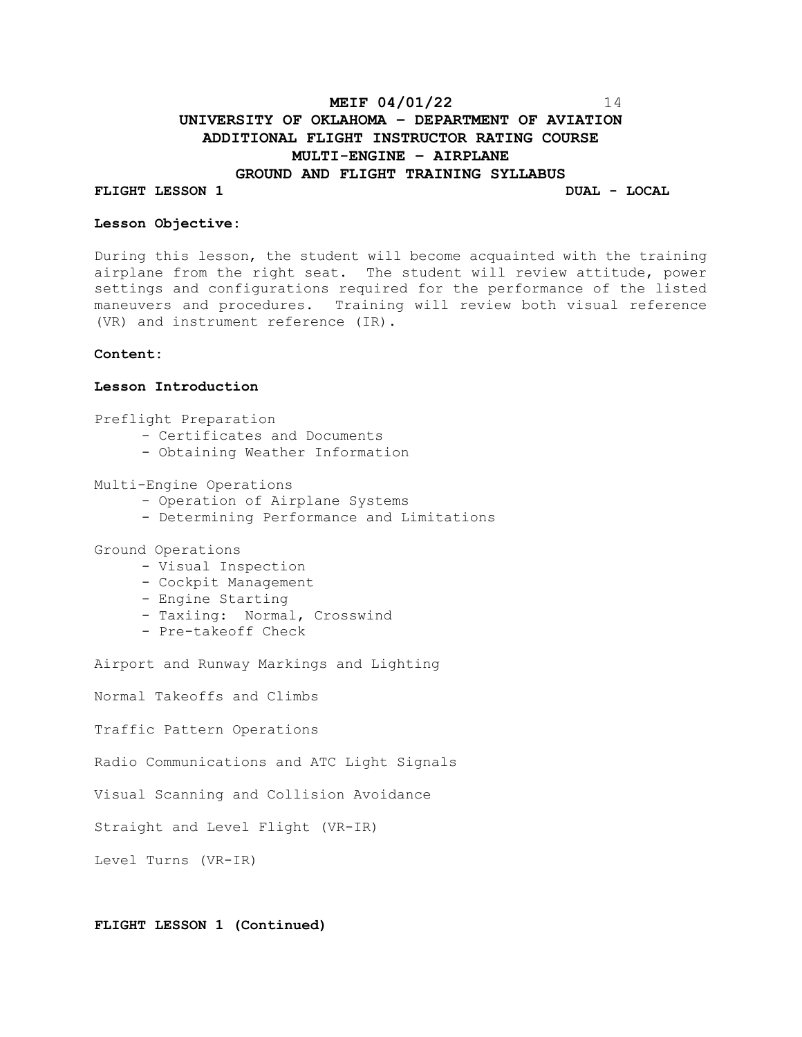**MEIF 04/01/22**

# UNIVERSITY OF OKLAHOMA – DEPARTMENT OF AVIATION
## ADDITIONAL FLIGHT INSTRUCTOR RATING COURSE
## MULTI-ENGINE – AIRPLANE
## GROUND AND FLIGHT TRAINING SYLLABUS

**FLIGHT LESSON 1** **DUAL - LOCAL**

**Lesson Objective:**

During this lesson, the student will become acquainted with the training airplane from the right seat. The student will review attitude, power settings and configurations required for the performance of the listed maneuvers and procedures. Training will review both visual reference (VR) and instrument reference (IR).

**Content:**

**Lesson Introduction**

Preflight Preparation
- Certificates and Documents
- Obtaining Weather Information

Multi-Engine Operations
- Operation of Airplane Systems
- Determining Performance and Limitations

Ground Operations
- Visual Inspection
- Cockpit Management
- Engine Starting
- Taxiing: Normal, Crosswind
- Pre-takeoff Check

Airport and Runway Markings and Lighting

Normal Takeoffs and Climbs

Traffic Pattern Operations

Radio Communications and ATC Light Signals

Visual Scanning and Collision Avoidance

Straight and Level Flight (VR-IR)

Level Turns (VR-IR)

**FLIGHT LESSON 1 (Continued)**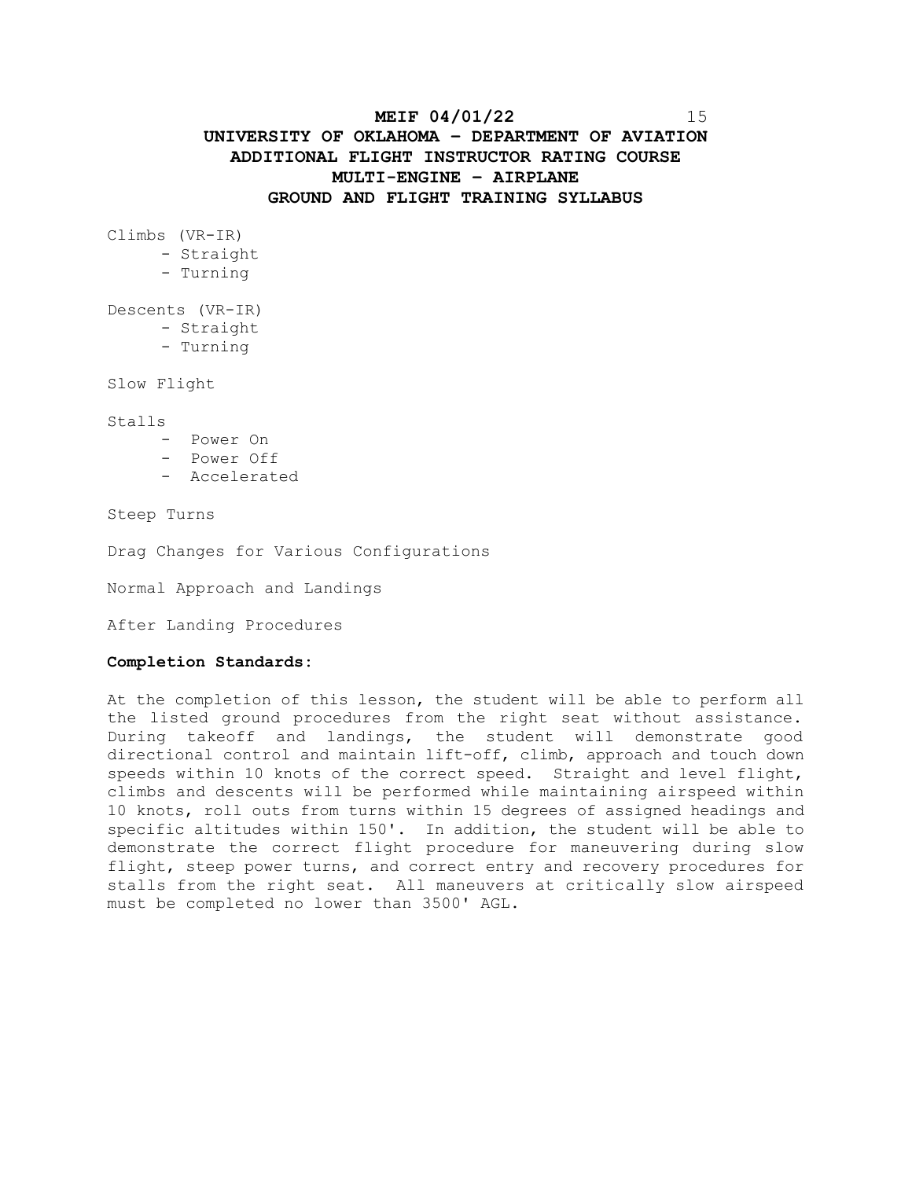Climbs (VR-IR)
- Straight
- Turning

Descents (VR-IR)
- Straight
- Turning

Slow Flight

Stalls
- Power On
- Power Off
- Accelerated

Steep Turns

Drag Changes for Various Configurations

Normal Approach and Landings

After Landing Procedures

**Completion Standards:**

At the completion of this lesson, the student will be able to perform all the listed ground procedures from the right seat without assistance. During takeoff and landings, the student will demonstrate good directional control and maintain lift-off, climb, approach and touch down speeds within 10 knots of the correct speed. Straight and level flight, climbs and descents will be performed while maintaining airspeed within 10 knots, roll outs from turns within 15 degrees of assigned headings and specific altitudes within 150'. In addition, the student will be able to demonstrate the correct flight procedure for maneuvering during slow flight, steep power turns, and correct entry and recovery procedures for stalls from the right seat. All maneuvers at critically slow airspeed must be completed no lower than 3500' AGL.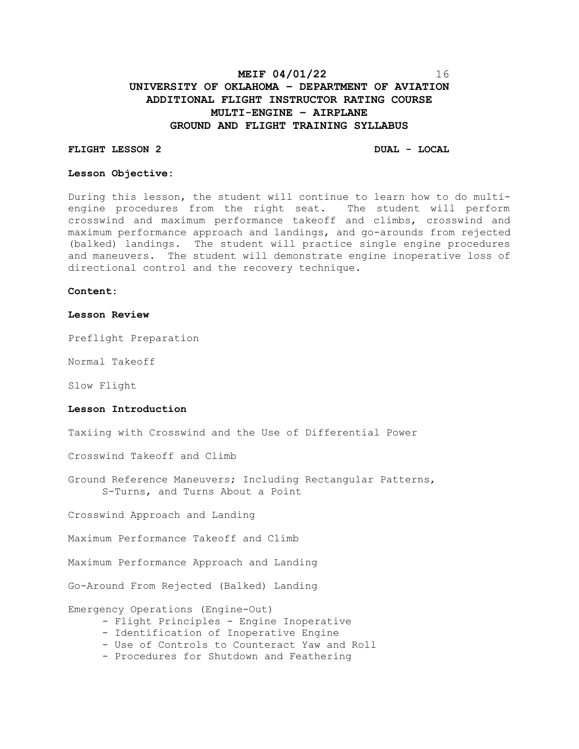**MEIF 04/01/22**

# UNIVERSITY OF OKLAHOMA – DEPARTMENT OF AVIATION
# ADDITIONAL FLIGHT INSTRUCTOR RATING COURSE
# MULTI-ENGINE – AIRPLANE
# GROUND AND FLIGHT TRAINING SYLLABUS

**FLIGHT LESSON 2** **DUAL - LOCAL**

**Lesson Objective:**

During this lesson, the student will continue to learn how to do multi-engine procedures from the right seat. The student will perform crosswind and maximum performance takeoff and climbs, crosswind and maximum performance approach and landings, and go-arounds from rejected (balked) landings. The student will practice single engine procedures and maneuvers. The student will demonstrate engine inoperative loss of directional control and the recovery technique.

**Content:**

**Lesson Review**

Preflight Preparation

Normal Takeoff

Slow Flight

**Lesson Introduction**

Taxiing with Crosswind and the Use of Differential Power

Crosswind Takeoff and Climb

Ground Reference Maneuvers; Including Rectangular Patterns, S-Turns, and Turns About a Point

Crosswind Approach and Landing

Maximum Performance Takeoff and Climb

Maximum Performance Approach and Landing

Go-Around From Rejected (Balked) Landing

Emergency Operations (Engine-Out)
- Flight Principles - Engine Inoperative
- Identification of Inoperative Engine
- Use of Controls to Counteract Yaw and Roll
- Procedures for Shutdown and Feathering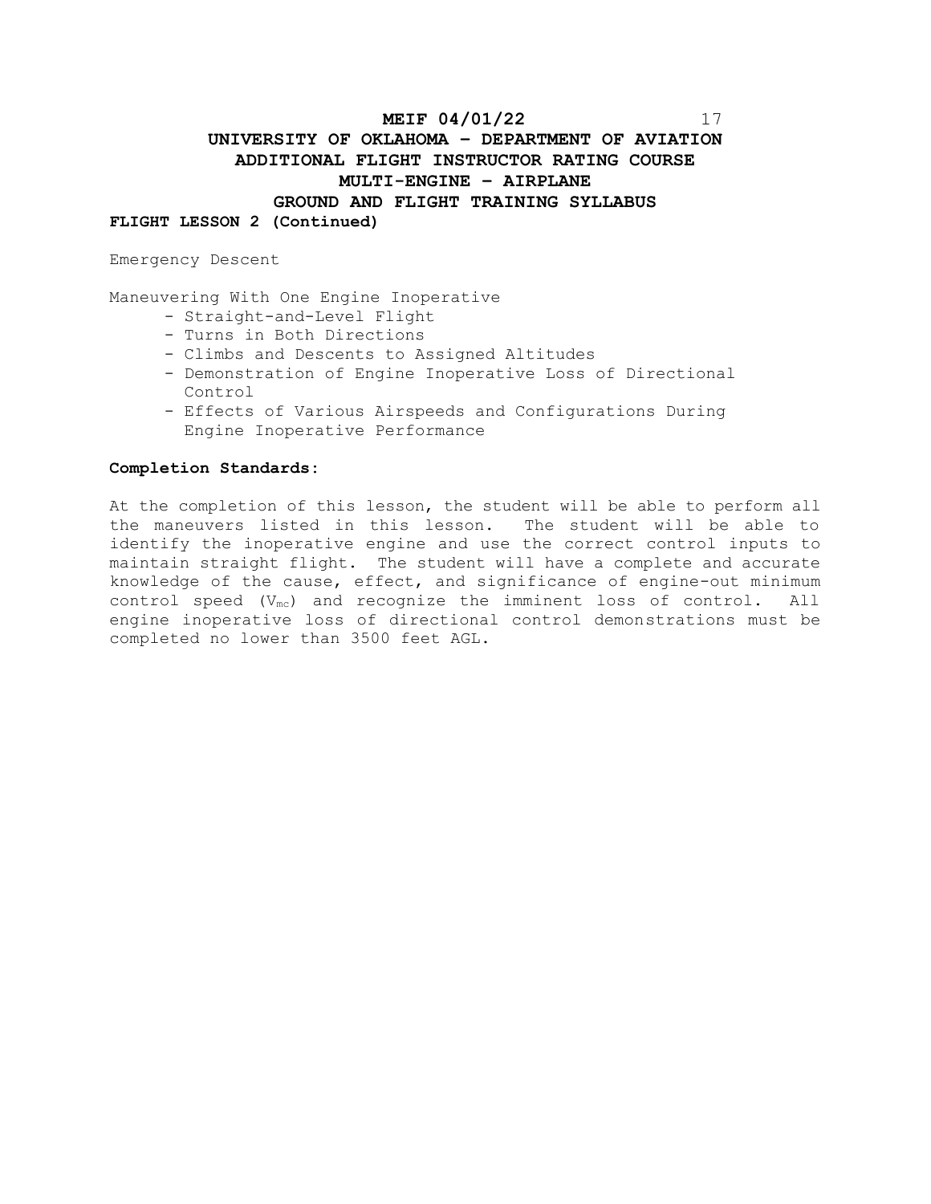**FLIGHT LESSON 2 (Continued)**

Emergency Descent

Maneuvering With One Engine Inoperative

- Straight-and-Level Flight
- Turns in Both Directions
- Climbs and Descents to Assigned Altitudes
- Demonstration of Engine Inoperative Loss of Directional Control
- Effects of Various Airspeeds and Configurations During Engine Inoperative Performance

**Completion Standards:**

At the completion of this lesson, the student will be able to perform all the maneuvers listed in this lesson. The student will be able to identify the inoperative engine and use the correct control inputs to maintain straight flight. The student will have a complete and accurate knowledge of the cause, effect, and significance of engine-out minimum control speed ($V_{mc}$) and recognize the imminent loss of control. All engine inoperative loss of directional control demonstrations must be completed no lower than 3500 feet AGL.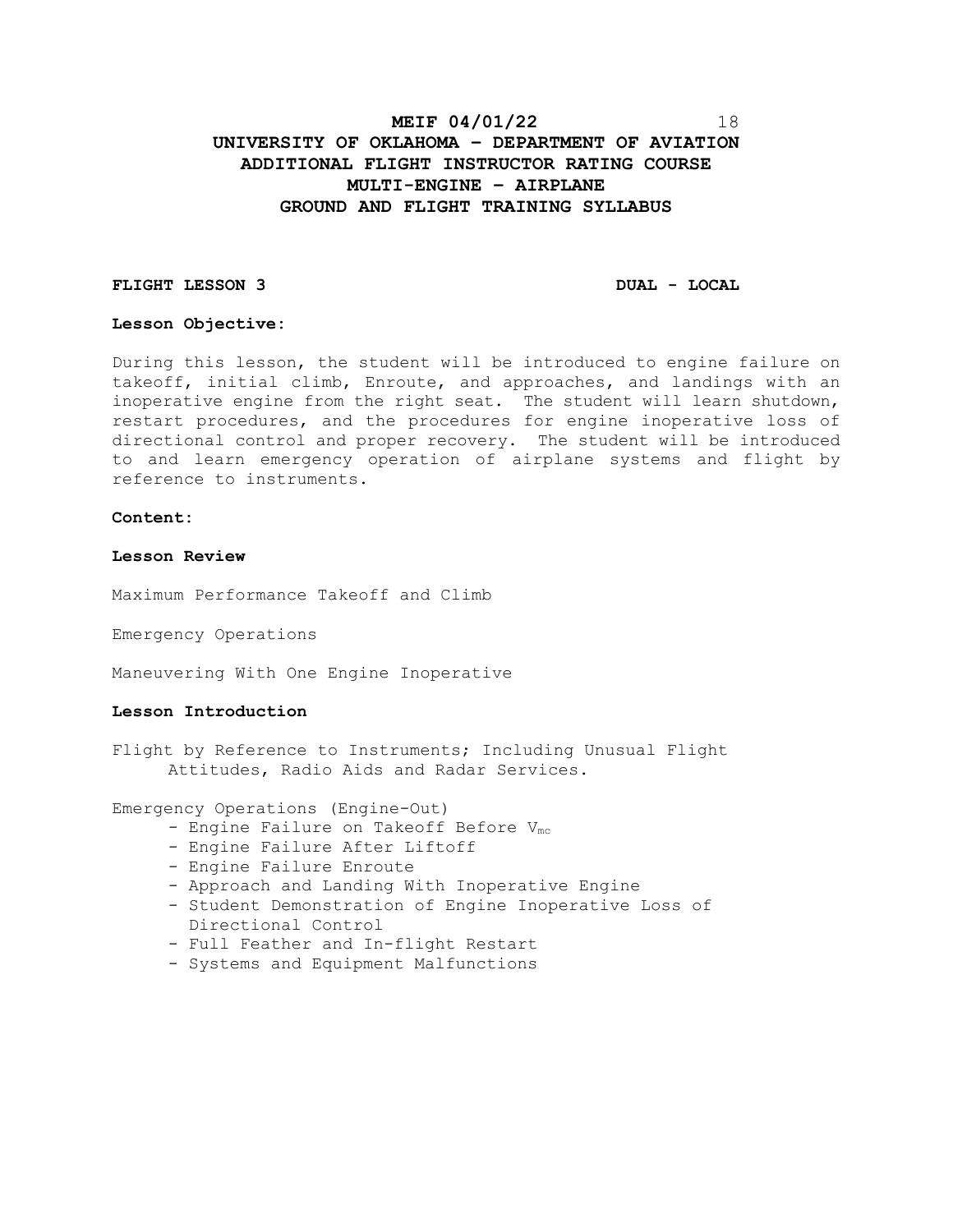**MEIF 04/01/22**

# UNIVERSITY OF OKLAHOMA – DEPARTMENT OF AVIATION
# ADDITIONAL FLIGHT INSTRUCTOR RATING COURSE
# MULTI-ENGINE – AIRPLANE
# GROUND AND FLIGHT TRAINING SYLLABUS

**FLIGHT LESSON 3** **DUAL - LOCAL**

**Lesson Objective:**

During this lesson, the student will be introduced to engine failure on takeoff, initial climb, Enroute, and approaches, and landings with an inoperative engine from the right seat. The student will learn shutdown, restart procedures, and the procedures for engine inoperative loss of directional control and proper recovery. The student will be introduced to and learn emergency operation of airplane systems and flight by reference to instruments.

**Content:**

**Lesson Review**

Maximum Performance Takeoff and Climb

Emergency Operations

Maneuvering With One Engine Inoperative

**Lesson Introduction**

Flight by Reference to Instruments; Including Unusual Flight Attitudes, Radio Aids and Radar Services.

Emergency Operations (Engine-Out)

- Engine Failure on Takeoff Before $V_{mc}$
- Engine Failure After Liftoff
- Engine Failure Enroute
- Approach and Landing With Inoperative Engine
- Student Demonstration of Engine Inoperative Loss of Directional Control
- Full Feather and In-flight Restart
- Systems and Equipment Malfunctions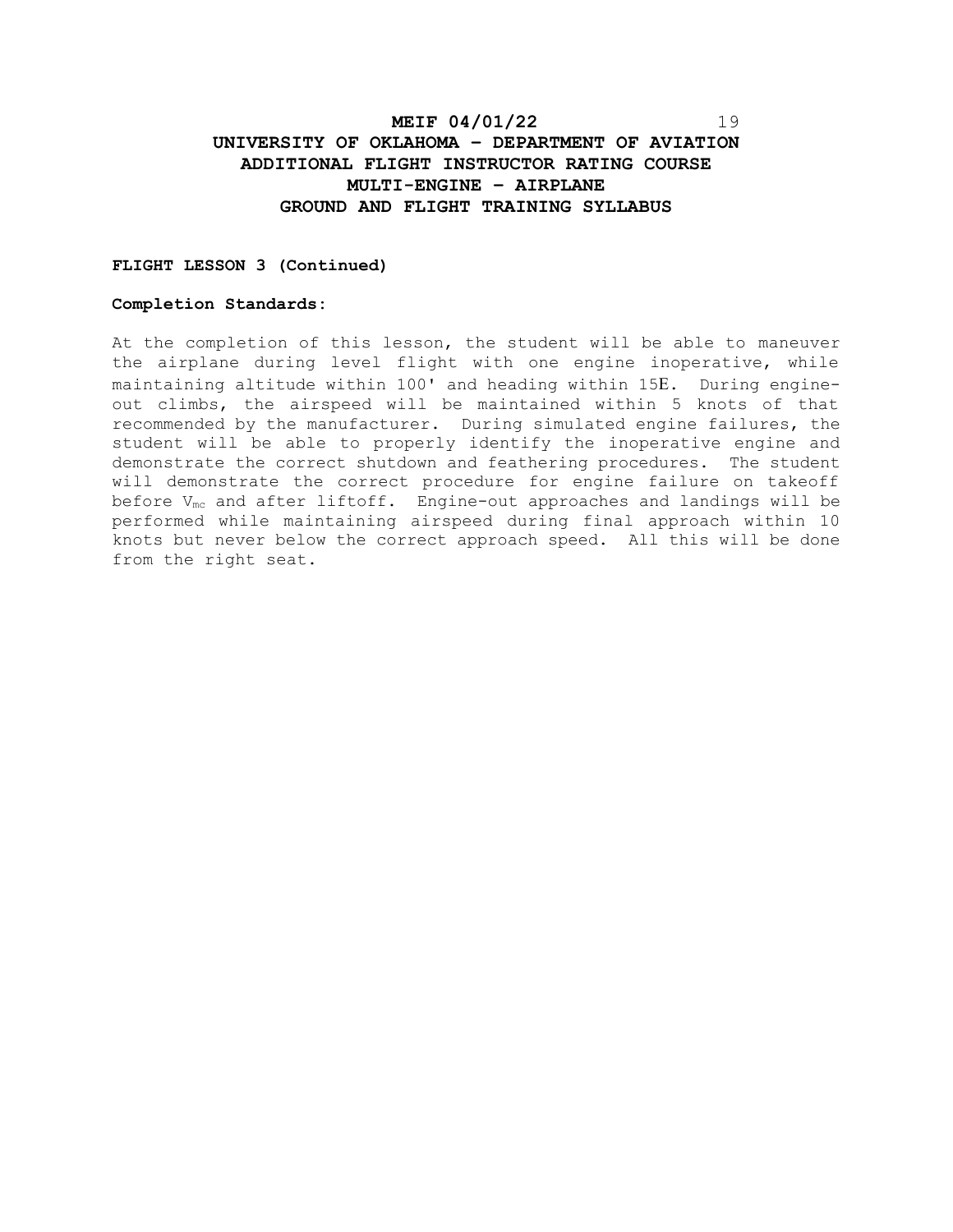**FLIGHT LESSON 3 (Continued)**

**Completion Standards:**

At the completion of this lesson, the student will be able to maneuver the airplane during level flight with one engine inoperative, while maintaining altitude within 100' and heading within 15E. During engine-out climbs, the airspeed will be maintained within 5 knots of that recommended by the manufacturer. During simulated engine failures, the student will be able to properly identify the inoperative engine and demonstrate the correct shutdown and feathering procedures. The student will demonstrate the correct procedure for engine failure on takeoff before $V_{mc}$ and after liftoff. Engine-out approaches and landings will be performed while maintaining airspeed during final approach within 10 knots but never below the correct approach speed. All this will be done from the right seat.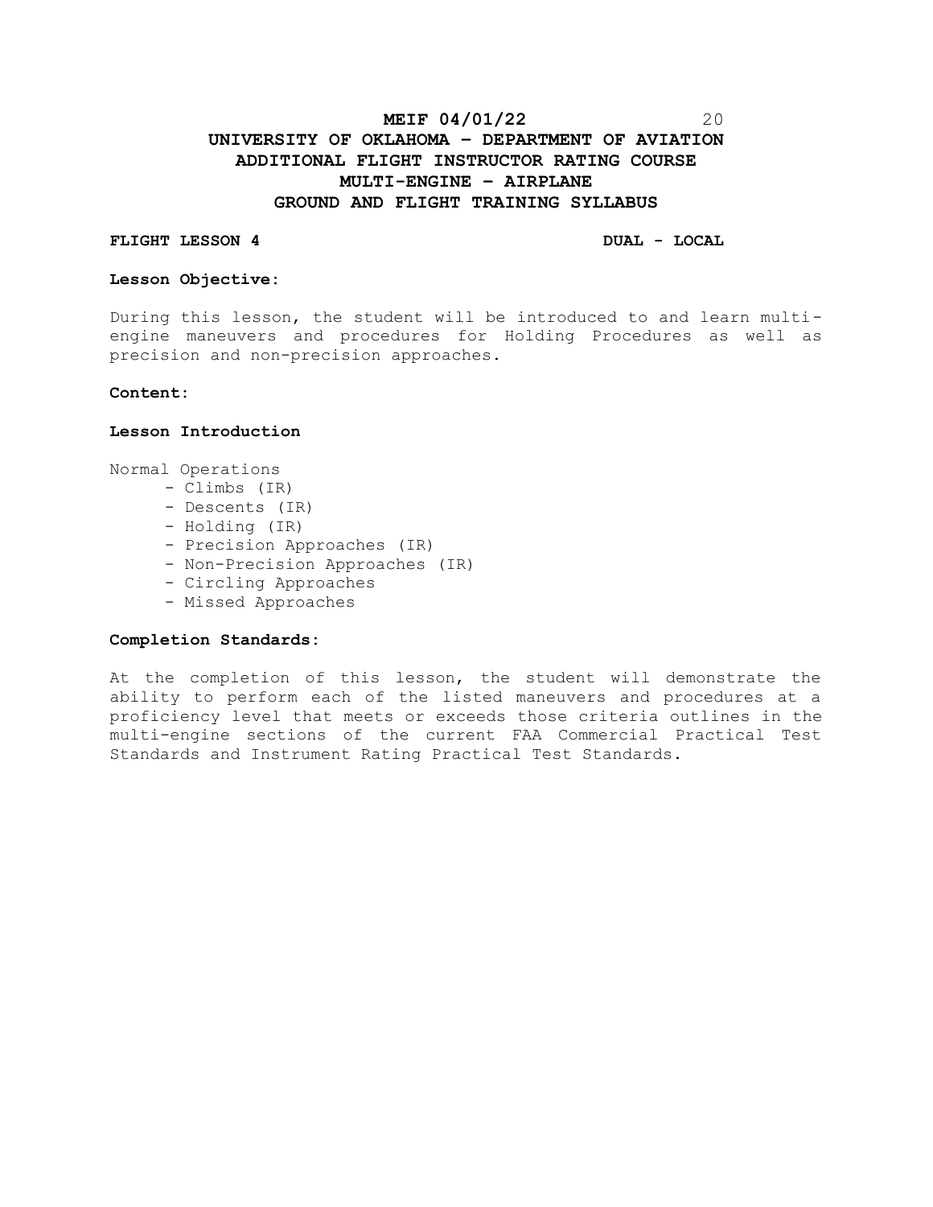**MEIF 04/01/22**

# UNIVERSITY OF OKLAHOMA – DEPARTMENT OF AVIATION
## ADDITIONAL FLIGHT INSTRUCTOR RATING COURSE
## MULTI-ENGINE – AIRPLANE
## GROUND AND FLIGHT TRAINING SYLLABUS

**FLIGHT LESSON 4** **DUAL - LOCAL**

**Lesson Objective:**

During this lesson, the student will be introduced to and learn multi-engine maneuvers and procedures for Holding Procedures as well as precision and non-precision approaches.

**Content:**

**Lesson Introduction**

Normal Operations
- Climbs (IR)
- Descents (IR)
- Holding (IR)
- Precision Approaches (IR)
- Non-Precision Approaches (IR)
- Circling Approaches
- Missed Approaches

**Completion Standards:**

At the completion of this lesson, the student will demonstrate the ability to perform each of the listed maneuvers and procedures at a proficiency level that meets or exceeds those criteria outlines in the multi-engine sections of the current FAA Commercial Practical Test Standards and Instrument Rating Practical Test Standards.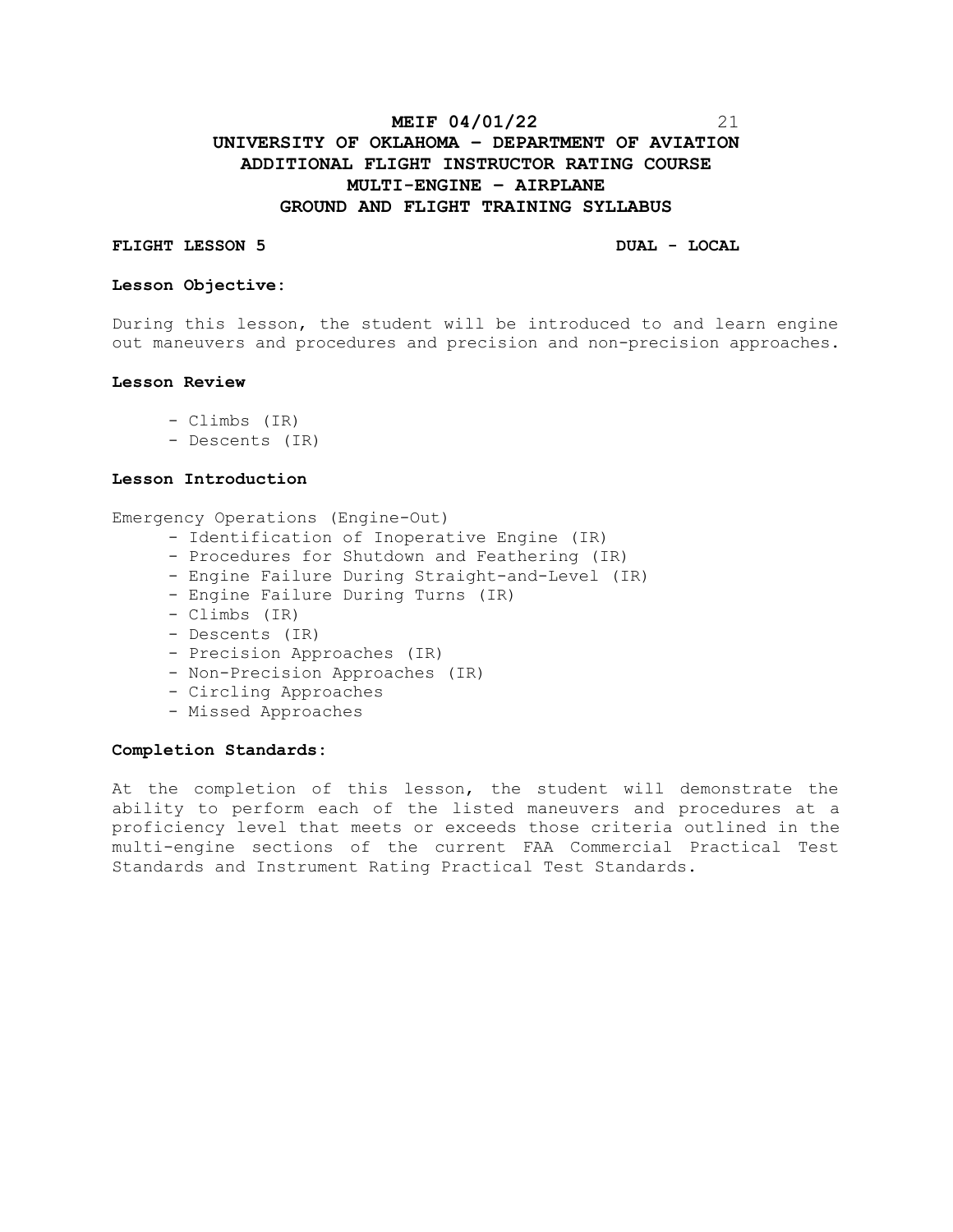**UNIVERSITY OF OKLAHOMA – DEPARTMENT OF AVIATION**
**ADDITIONAL FLIGHT INSTRUCTOR RATING COURSE**
**MULTI-ENGINE – AIRPLANE**
**GROUND AND FLIGHT TRAINING SYLLABUS**

**FLIGHT LESSON 5** **DUAL - LOCAL**

**Lesson Objective:**

During this lesson, the student will be introduced to and learn engine out maneuvers and procedures and precision and non-precision approaches.

**Lesson Review**

- Climbs (IR)
- Descents (IR)

**Lesson Introduction**

Emergency Operations (Engine-Out)

- Identification of Inoperative Engine (IR)
- Procedures for Shutdown and Feathering (IR)
- Engine Failure During Straight-and-Level (IR)
- Engine Failure During Turns (IR)
- Climbs (IR)
- Descents (IR)
- Precision Approaches (IR)
- Non-Precision Approaches (IR)
- Circling Approaches
- Missed Approaches

**Completion Standards:**

At the completion of this lesson, the student will demonstrate the ability to perform each of the listed maneuvers and procedures at a proficiency level that meets or exceeds those criteria outlined in the multi-engine sections of the current FAA Commercial Practical Test Standards and Instrument Rating Practical Test Standards.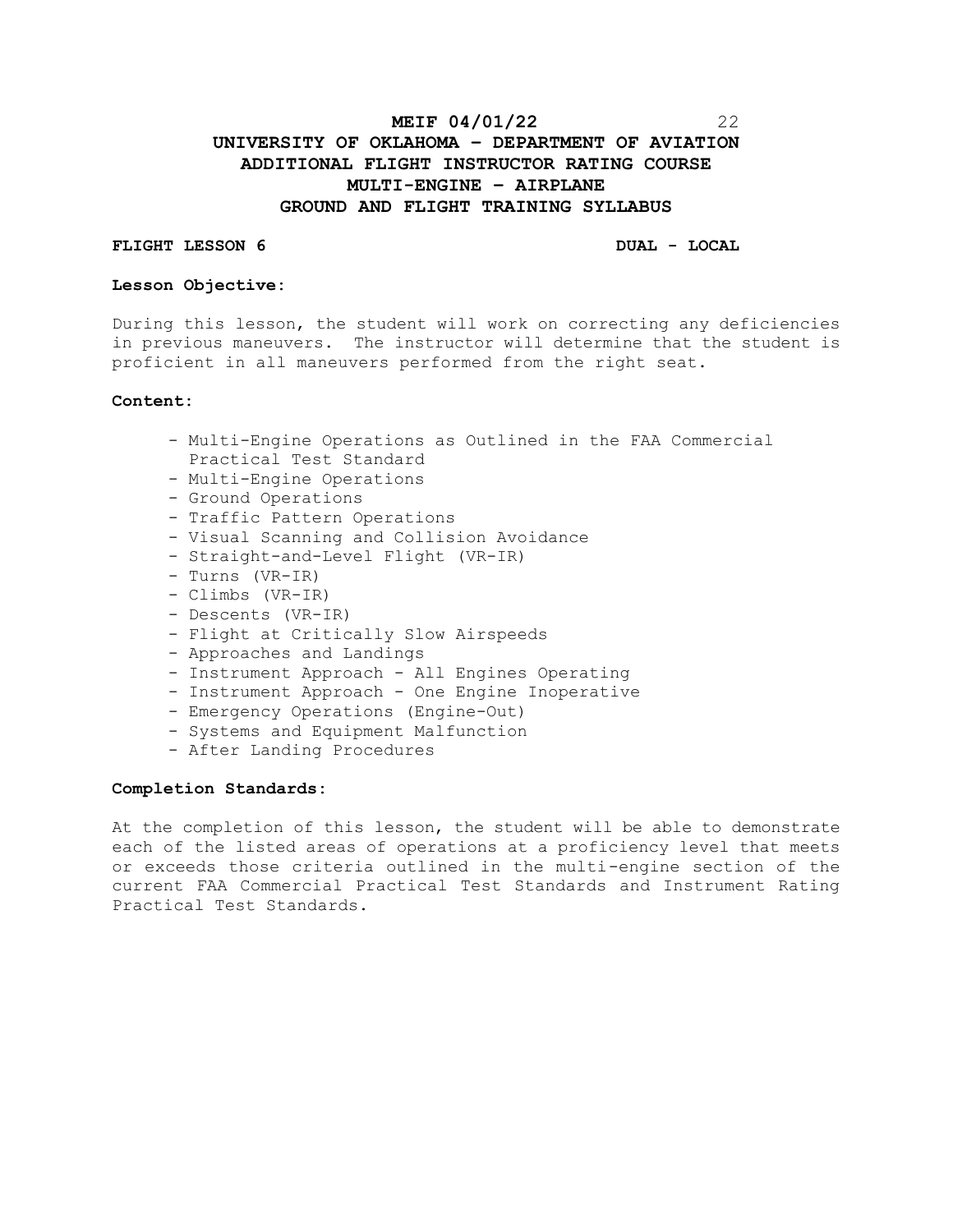**UNIVERSITY OF OKLAHOMA – DEPARTMENT OF AVIATION**
**ADDITIONAL FLIGHT INSTRUCTOR RATING COURSE**
**MULTI-ENGINE – AIRPLANE**
**GROUND AND FLIGHT TRAINING SYLLABUS**

**FLIGHT LESSON 6** **DUAL - LOCAL**

**Lesson Objective:**

During this lesson, the student will work on correcting any deficiencies in previous maneuvers. The instructor will determine that the student is proficient in all maneuvers performed from the right seat.

**Content:**

- Multi-Engine Operations as Outlined in the FAA Commercial Practical Test Standard
- Multi-Engine Operations
- Ground Operations
- Traffic Pattern Operations
- Visual Scanning and Collision Avoidance
- Straight-and-Level Flight (VR-IR)
- Turns (VR-IR)
- Climbs (VR-IR)
- Descents (VR-IR)
- Flight at Critically Slow Airspeeds
- Approaches and Landings
- Instrument Approach - All Engines Operating
- Instrument Approach - One Engine Inoperative
- Emergency Operations (Engine-Out)
- Systems and Equipment Malfunction
- After Landing Procedures

**Completion Standards:**

At the completion of this lesson, the student will be able to demonstrate each of the listed areas of operations at a proficiency level that meets or exceeds those criteria outlined in the multi-engine section of the current FAA Commercial Practical Test Standards and Instrument Rating Practical Test Standards.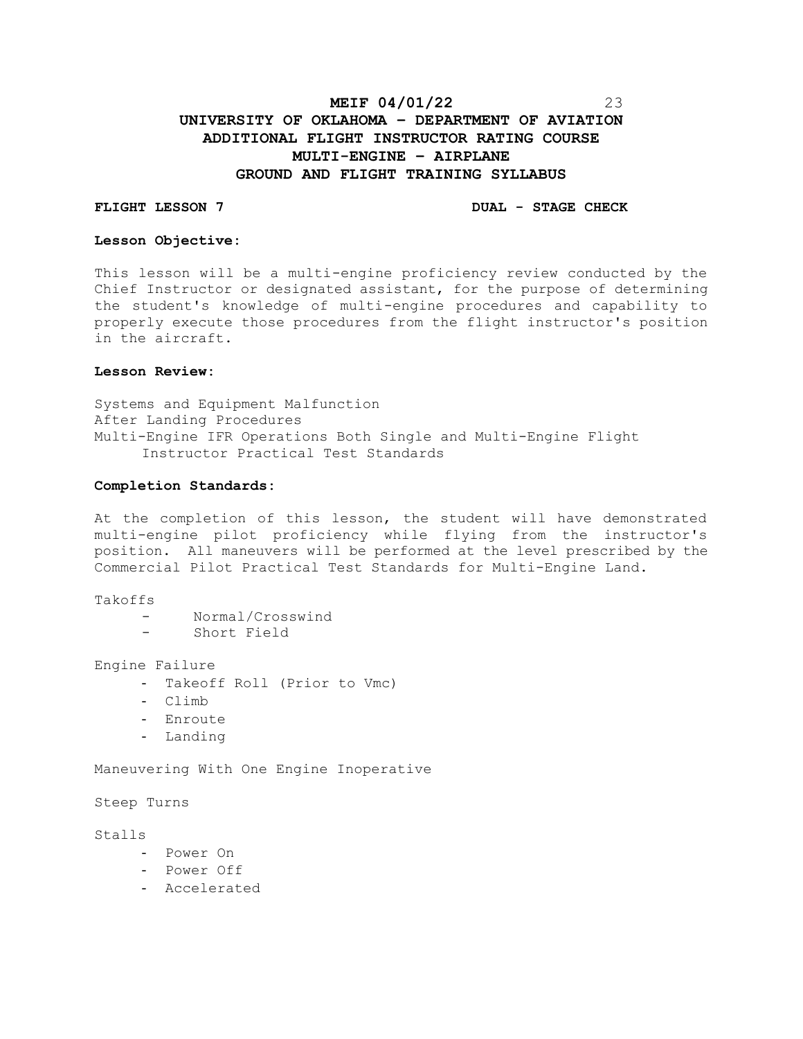# UNIVERSITY OF OKLAHOMA – DEPARTMENT OF AVIATION
# ADDITIONAL FLIGHT INSTRUCTOR RATING COURSE
# MULTI-ENGINE – AIRPLANE
# GROUND AND FLIGHT TRAINING SYLLABUS

**FLIGHT LESSON 7** **DUAL - STAGE CHECK**

**Lesson Objective:**

This lesson will be a multi-engine proficiency review conducted by the Chief Instructor or designated assistant, for the purpose of determining the student's knowledge of multi-engine procedures and capability to properly execute those procedures from the flight instructor's position in the aircraft.

**Lesson Review:**

Systems and Equipment Malfunction
After Landing Procedures
Multi-Engine IFR Operations Both Single and Multi-Engine Flight Instructor Practical Test Standards

**Completion Standards:**

At the completion of this lesson, the student will have demonstrated multi-engine pilot proficiency while flying from the instructor's position. All maneuvers will be performed at the level prescribed by the Commercial Pilot Practical Test Standards for Multi-Engine Land.

Takoffs
- Normal/Crosswind
- Short Field

Engine Failure
- Takeoff Roll (Prior to Vmc)
- Climb
- Enroute
- Landing

Maneuvering With One Engine Inoperative

Steep Turns

Stalls
- Power On
- Power Off
- Accelerated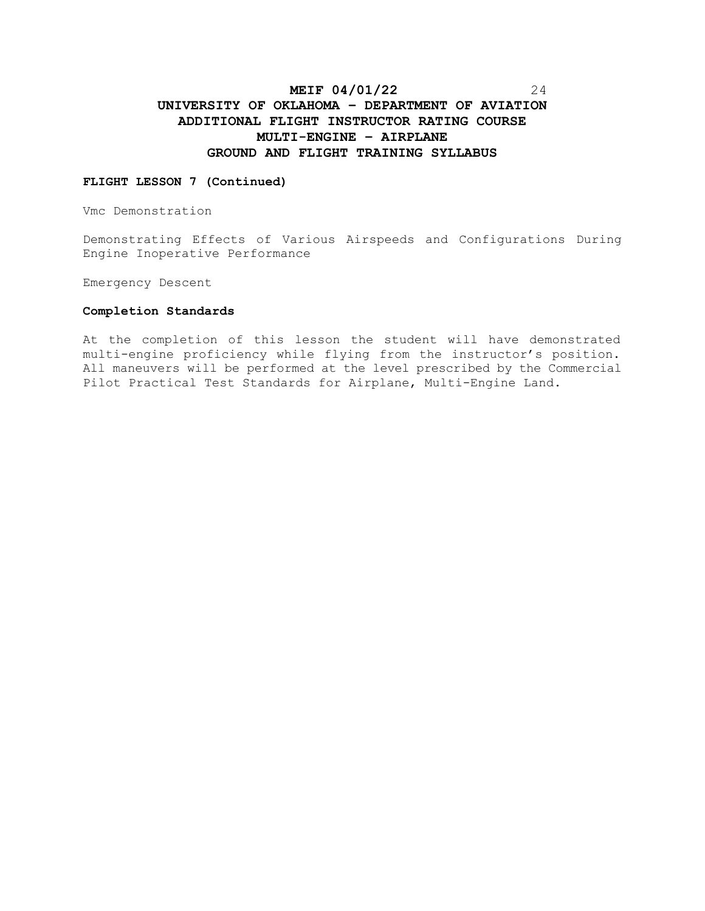**FLIGHT LESSON 7 (Continued)**

Vmc Demonstration

Demonstrating Effects of Various Airspeeds and Configurations During Engine Inoperative Performance

Emergency Descent

**Completion Standards**

At the completion of this lesson the student will have demonstrated multi-engine proficiency while flying from the instructor's position. All maneuvers will be performed at the level prescribed by the Commercial Pilot Practical Test Standards for Airplane, Multi-Engine Land.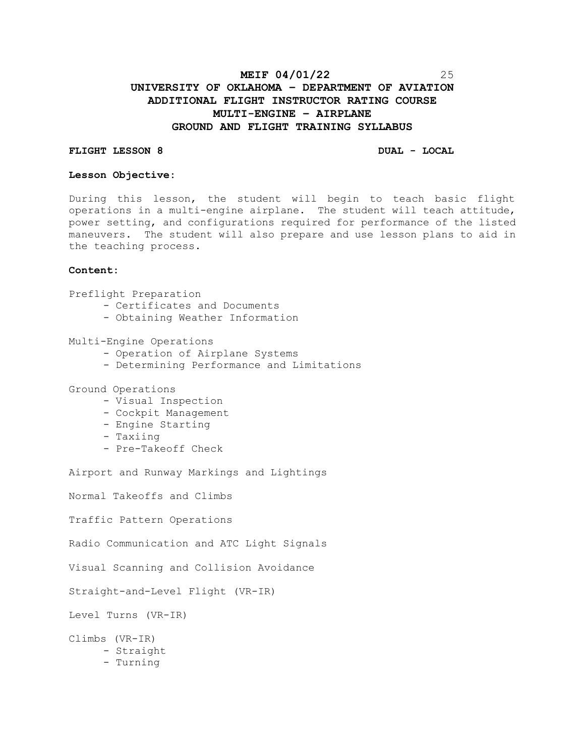# UNIVERSITY OF OKLAHOMA – DEPARTMENT OF AVIATION
# ADDITIONAL FLIGHT INSTRUCTOR RATING COURSE
# MULTI-ENGINE – AIRPLANE
# GROUND AND FLIGHT TRAINING SYLLABUS

**FLIGHT LESSON 8** **DUAL - LOCAL**

**Lesson Objective:**

During this lesson, the student will begin to teach basic flight operations in a multi-engine airplane. The student will teach attitude, power setting, and configurations required for performance of the listed maneuvers. The student will also prepare and use lesson plans to aid in the teaching process.

**Content:**

Preflight Preparation
- Certificates and Documents
- Obtaining Weather Information

Multi-Engine Operations
- Operation of Airplane Systems
- Determining Performance and Limitations

Ground Operations
- Visual Inspection
- Cockpit Management
- Engine Starting
- Taxiing
- Pre-Takeoff Check

Airport and Runway Markings and Lightings

Normal Takeoffs and Climbs

Traffic Pattern Operations

Radio Communication and ATC Light Signals

Visual Scanning and Collision Avoidance

Straight-and-Level Flight (VR-IR)

Level Turns (VR-IR)

Climbs (VR-IR)
- Straight
- Turning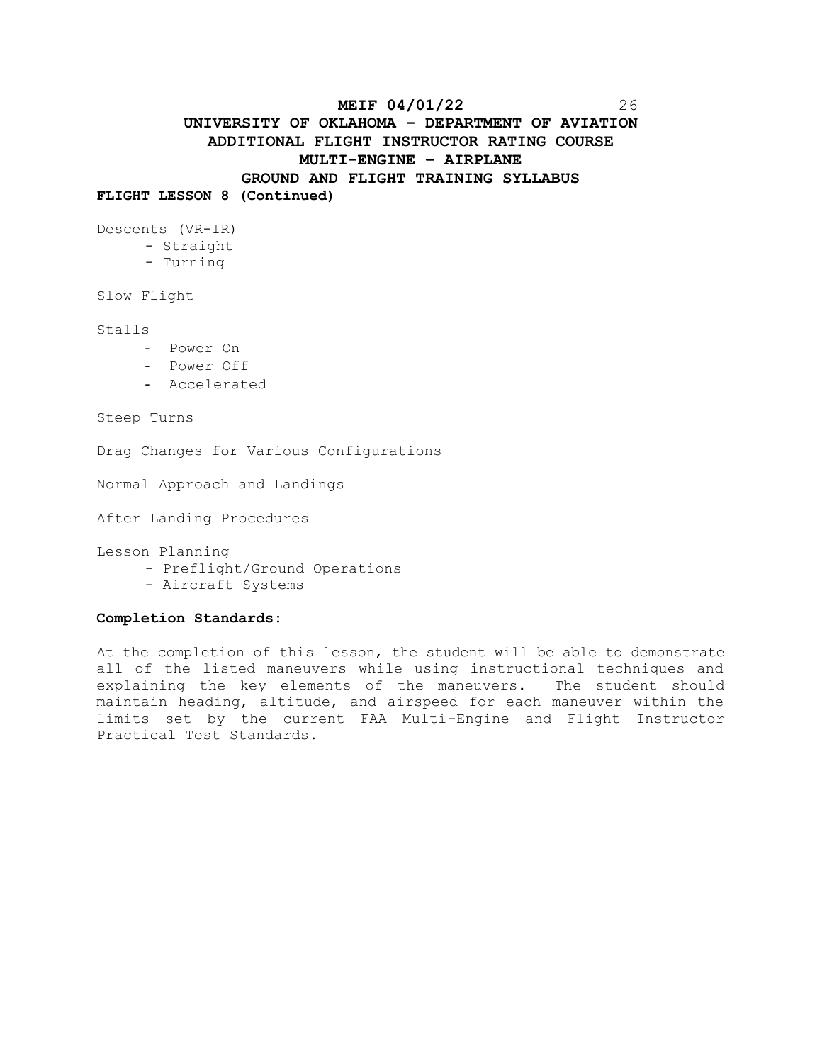**FLIGHT LESSON 8 (Continued)**

Descents (VR-IR)
- Straight
- Turning

Slow Flight

Stalls
- Power On
- Power Off
- Accelerated

Steep Turns

Drag Changes for Various Configurations

Normal Approach and Landings

After Landing Procedures

Lesson Planning
- Preflight/Ground Operations
- Aircraft Systems

**Completion Standards:**

At the completion of this lesson, the student will be able to demonstrate all of the listed maneuvers while using instructional techniques and explaining the key elements of the maneuvers. The student should maintain heading, altitude, and airspeed for each maneuver within the limits set by the current FAA Multi-Engine and Flight Instructor Practical Test Standards.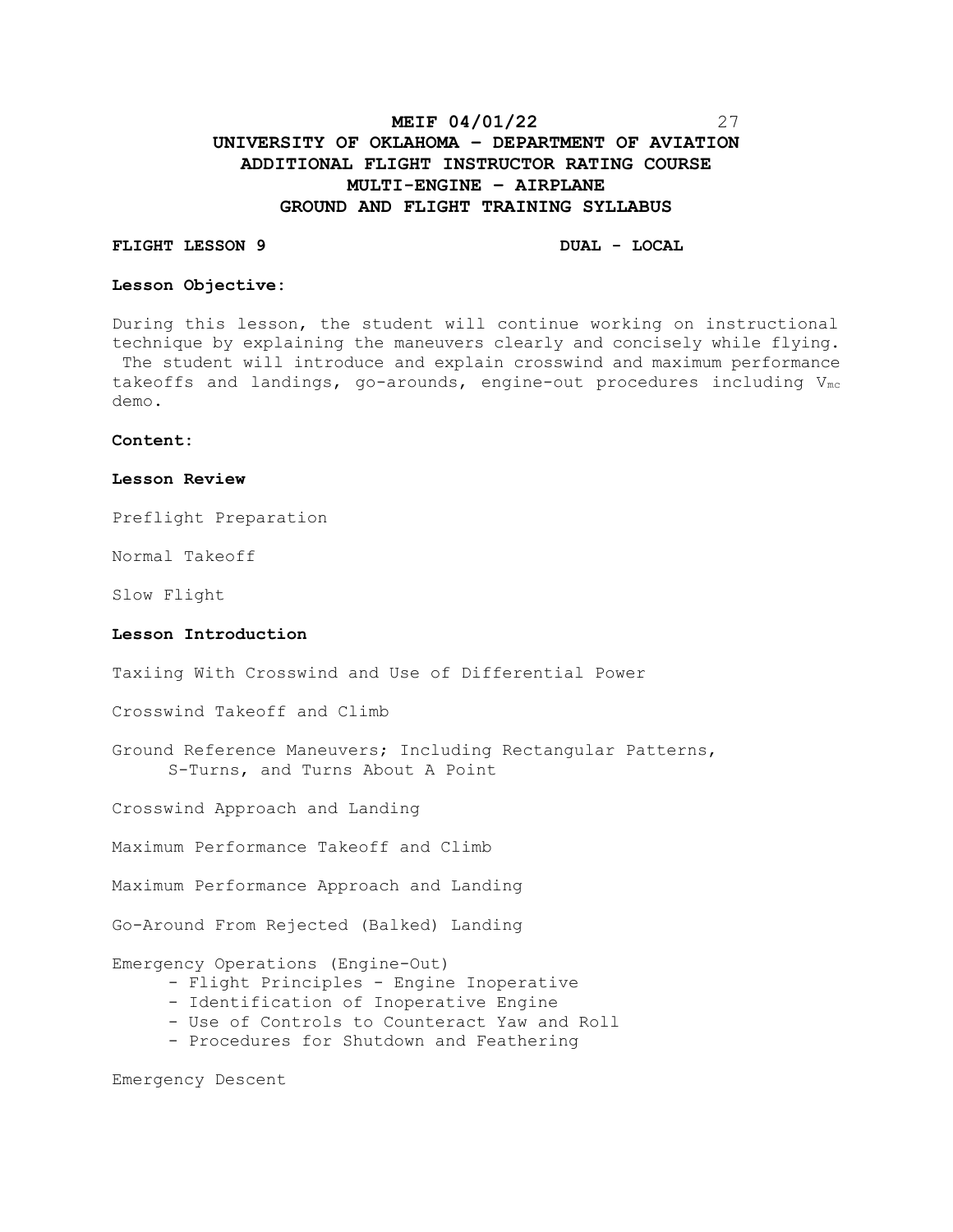**MEIF 04/01/22**

# UNIVERSITY OF OKLAHOMA – DEPARTMENT OF AVIATION
# ADDITIONAL FLIGHT INSTRUCTOR RATING COURSE
# MULTI-ENGINE – AIRPLANE
# GROUND AND FLIGHT TRAINING SYLLABUS

**FLIGHT LESSON 9** **DUAL - LOCAL**

**Lesson Objective:**

During this lesson, the student will continue working on instructional technique by explaining the maneuvers clearly and concisely while flying. The student will introduce and explain crosswind and maximum performance takeoffs and landings, go-arounds, engine-out procedures including $V_{mc}$ demo.

**Content:**

**Lesson Review**

Preflight Preparation

Normal Takeoff

Slow Flight

**Lesson Introduction**

Taxiing With Crosswind and Use of Differential Power

Crosswind Takeoff and Climb

Ground Reference Maneuvers; Including Rectangular Patterns, S-Turns, and Turns About A Point

Crosswind Approach and Landing

Maximum Performance Takeoff and Climb

Maximum Performance Approach and Landing

Go-Around From Rejected (Balked) Landing

Emergency Operations (Engine-Out)
- Flight Principles - Engine Inoperative
- Identification of Inoperative Engine
- Use of Controls to Counteract Yaw and Roll
- Procedures for Shutdown and Feathering

Emergency Descent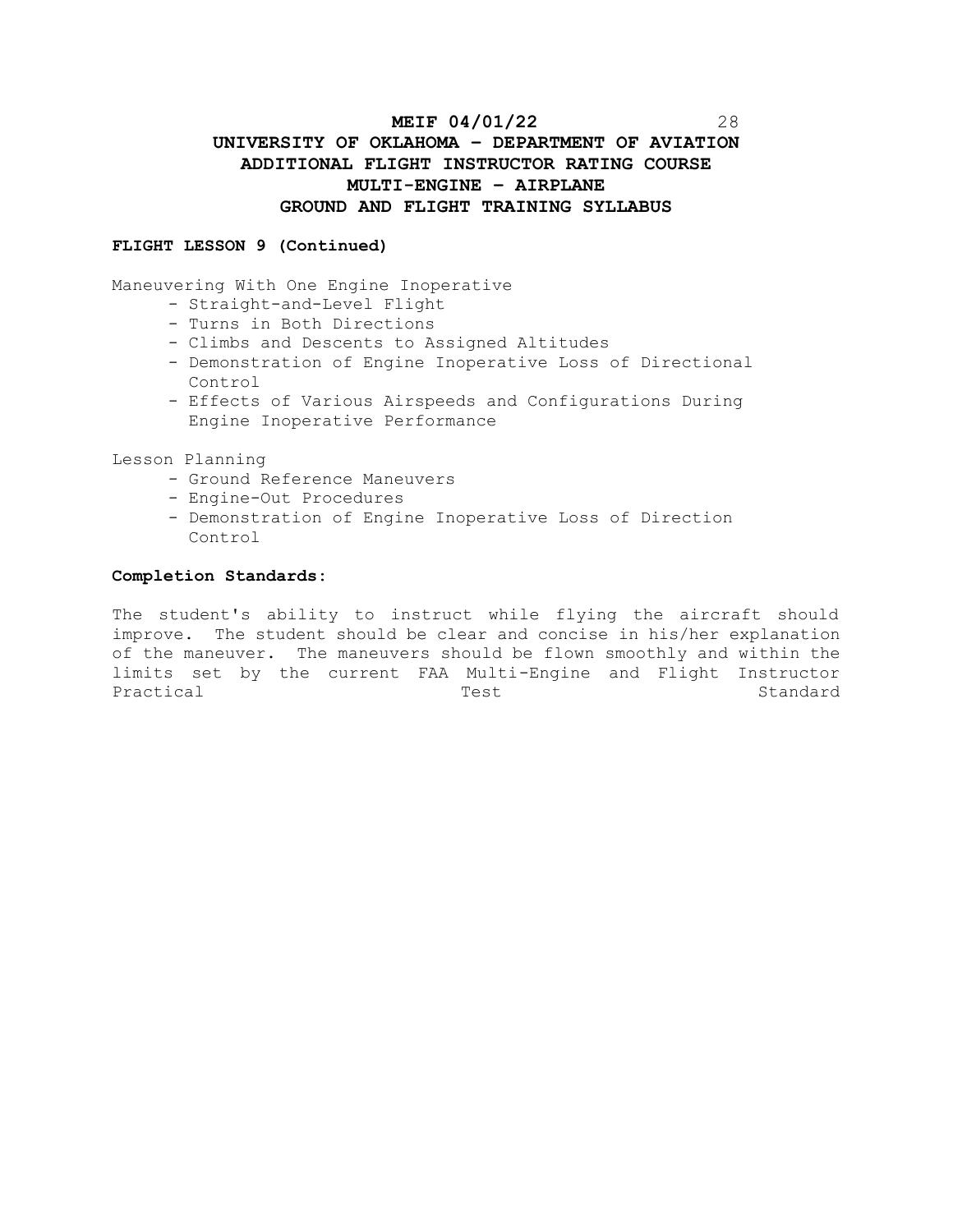**FLIGHT LESSON 9 (Continued)**

Maneuvering With One Engine Inoperative

- Straight-and-Level Flight
- Turns in Both Directions
- Climbs and Descents to Assigned Altitudes
- Demonstration of Engine Inoperative Loss of Directional Control
- Effects of Various Airspeeds and Configurations During Engine Inoperative Performance

Lesson Planning

- Ground Reference Maneuvers
- Engine-Out Procedures
- Demonstration of Engine Inoperative Loss of Direction Control

**Completion Standards:**

The student's ability to instruct while flying the aircraft should improve. The student should be clear and concise in his/her explanation of the maneuver. The maneuvers should be flown smoothly and within the limits set by the current FAA Multi-Engine and Flight Instructor Practical Test Standard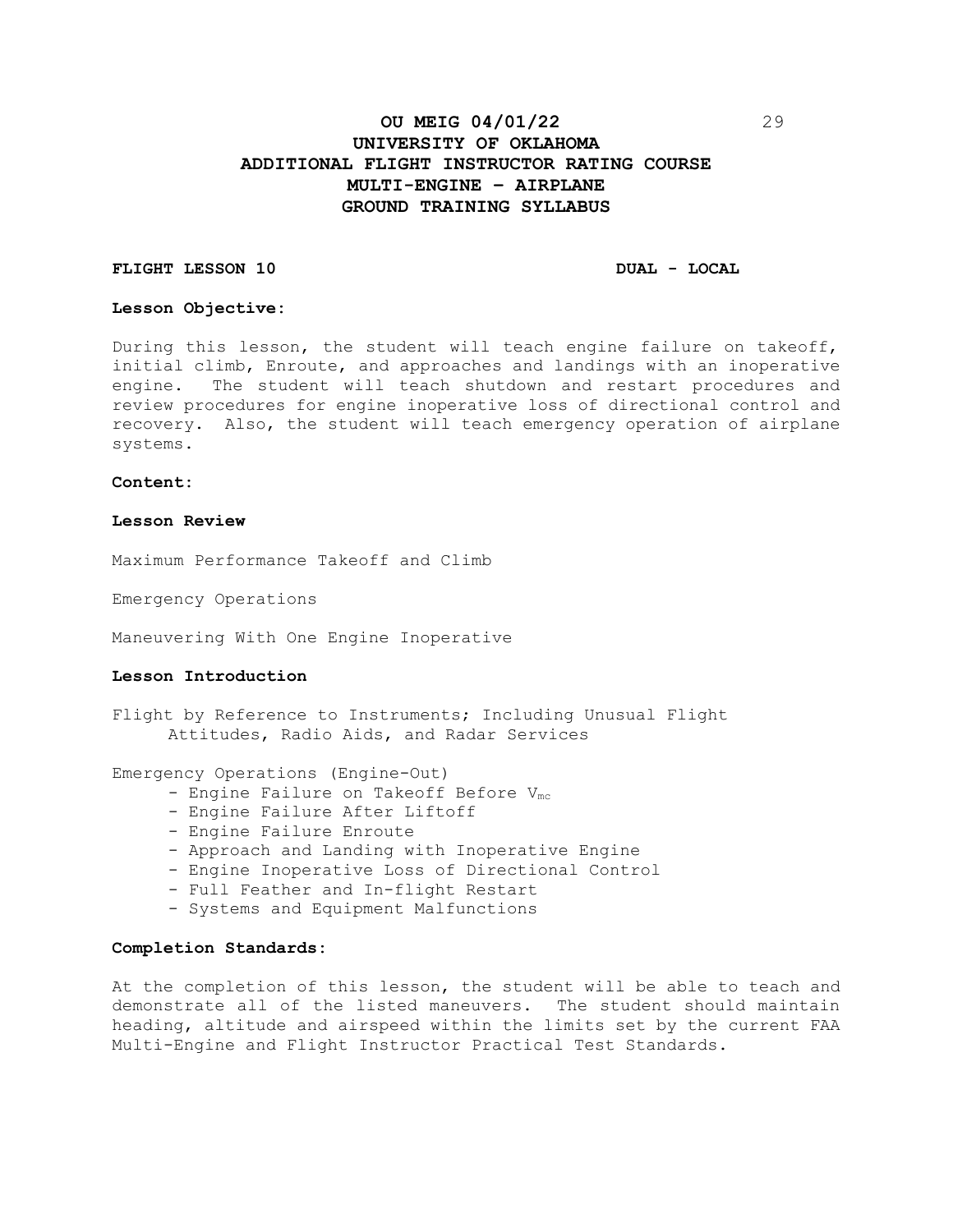# OU MEIG 04/01/22
# UNIVERSITY OF OKLAHOMA
# ADDITIONAL FLIGHT INSTRUCTOR RATING COURSE
# MULTI-ENGINE – AIRPLANE
# GROUND TRAINING SYLLABUS

**FLIGHT LESSON 10** **DUAL - LOCAL**

**Lesson Objective:**

During this lesson, the student will teach engine failure on takeoff, initial climb, Enroute, and approaches and landings with an inoperative engine. The student will teach shutdown and restart procedures and review procedures for engine inoperative loss of directional control and recovery. Also, the student will teach emergency operation of airplane systems.

**Content:**

**Lesson Review**

Maximum Performance Takeoff and Climb

Emergency Operations

Maneuvering With One Engine Inoperative

**Lesson Introduction**

Flight by Reference to Instruments; Including Unusual Flight Attitudes, Radio Aids, and Radar Services

Emergency Operations (Engine-Out)

- Engine Failure on Takeoff Before $V_{mc}$
- Engine Failure After Liftoff
- Engine Failure Enroute
- Approach and Landing with Inoperative Engine
- Engine Inoperative Loss of Directional Control
- Full Feather and In-flight Restart
- Systems and Equipment Malfunctions

**Completion Standards:**

At the completion of this lesson, the student will be able to teach and demonstrate all of the listed maneuvers. The student should maintain heading, altitude and airspeed within the limits set by the current FAA Multi-Engine and Flight Instructor Practical Test Standards.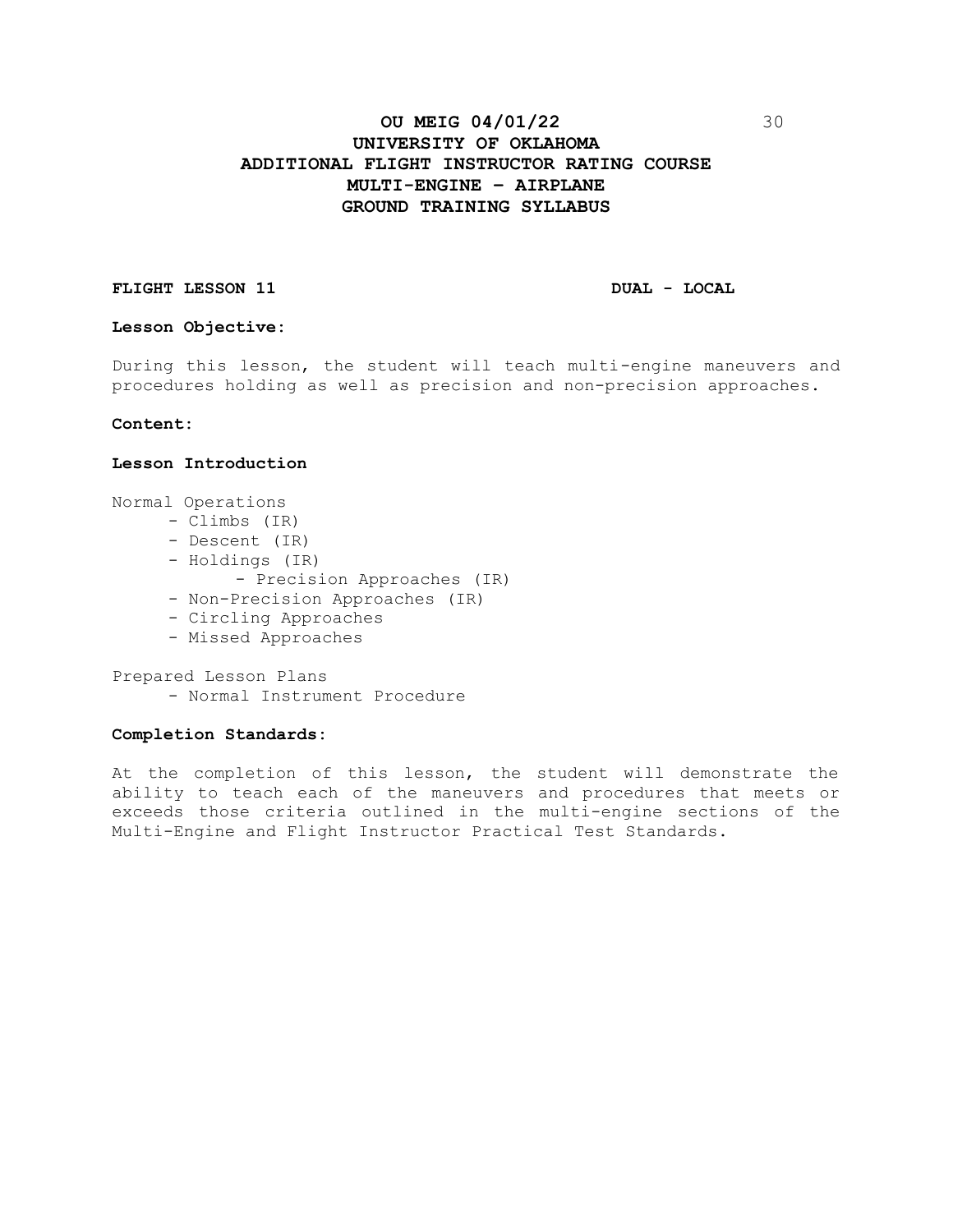# OU MEIG 04/01/22
# UNIVERSITY OF OKLAHOMA
# ADDITIONAL FLIGHT INSTRUCTOR RATING COURSE
# MULTI-ENGINE – AIRPLANE
# GROUND TRAINING SYLLABUS

**FLIGHT LESSON 11** **DUAL - LOCAL**

**Lesson Objective:**

During this lesson, the student will teach multi-engine maneuvers and procedures holding as well as precision and non-precision approaches.

**Content:**

**Lesson Introduction**

Normal Operations

- Climbs (IR)
- Descent (IR)
- Holdings (IR)
    - Precision Approaches (IR)
- Non-Precision Approaches (IR)
- Circling Approaches
- Missed Approaches

Prepared Lesson Plans

- Normal Instrument Procedure

**Completion Standards:**

At the completion of this lesson, the student will demonstrate the ability to teach each of the maneuvers and procedures that meets or exceeds those criteria outlined in the multi-engine sections of the Multi-Engine and Flight Instructor Practical Test Standards.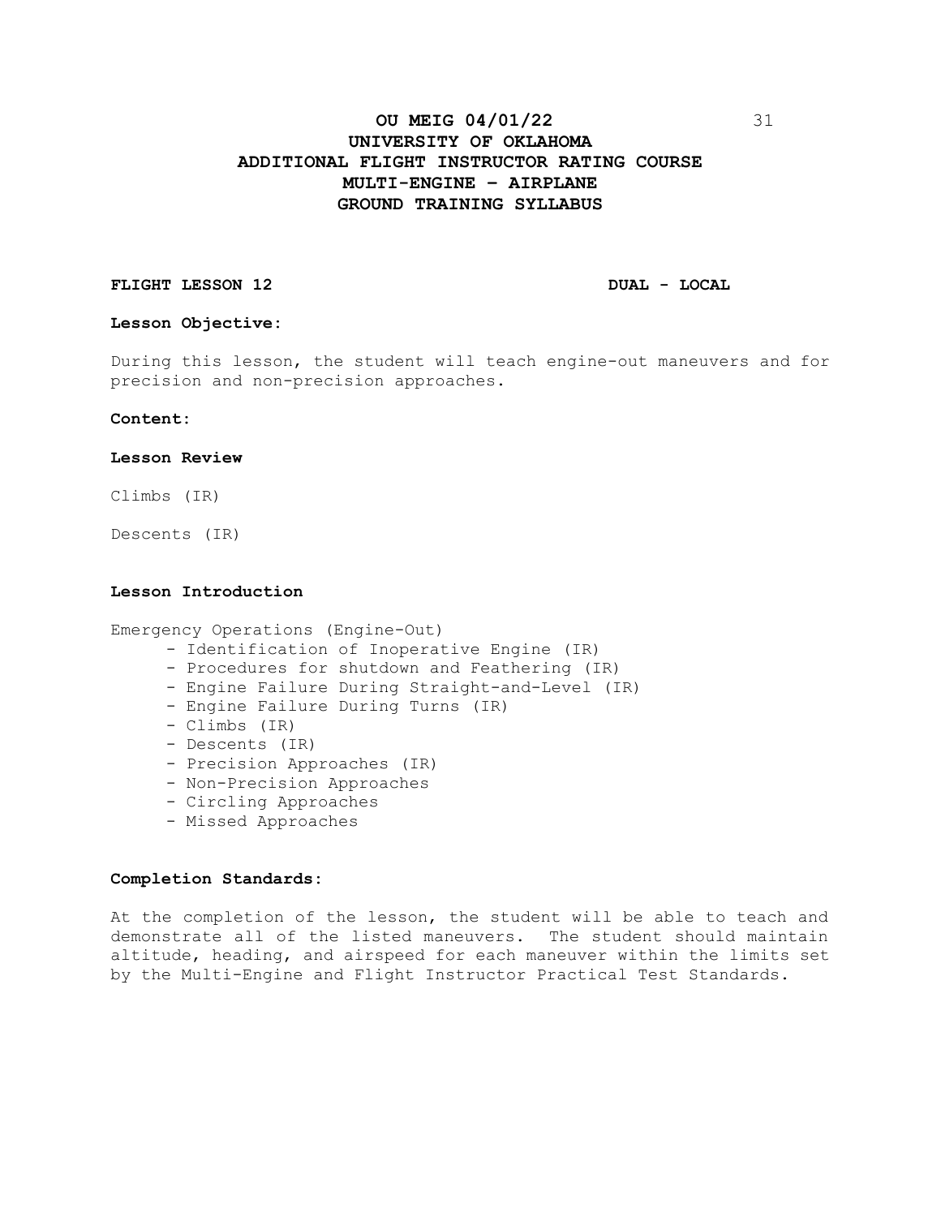# OU MEIG 04/01/22
# UNIVERSITY OF OKLAHOMA
# ADDITIONAL FLIGHT INSTRUCTOR RATING COURSE
# MULTI-ENGINE – AIRPLANE
# GROUND TRAINING SYLLABUS

**FLIGHT LESSON 12** **DUAL - LOCAL**

**Lesson Objective:**

During this lesson, the student will teach engine-out maneuvers and for precision and non-precision approaches.

**Content:**

**Lesson Review**

Climbs (IR)

Descents (IR)

**Lesson Introduction**

Emergency Operations (Engine-Out)
- Identification of Inoperative Engine (IR)
- Procedures for shutdown and Feathering (IR)
- Engine Failure During Straight-and-Level (IR)
- Engine Failure During Turns (IR)
- Climbs (IR)
- Descents (IR)
- Precision Approaches (IR)
- Non-Precision Approaches
- Circling Approaches
- Missed Approaches

**Completion Standards:**

At the completion of the lesson, the student will be able to teach and demonstrate all of the listed maneuvers. The student should maintain altitude, heading, and airspeed for each maneuver within the limits set by the Multi-Engine and Flight Instructor Practical Test Standards.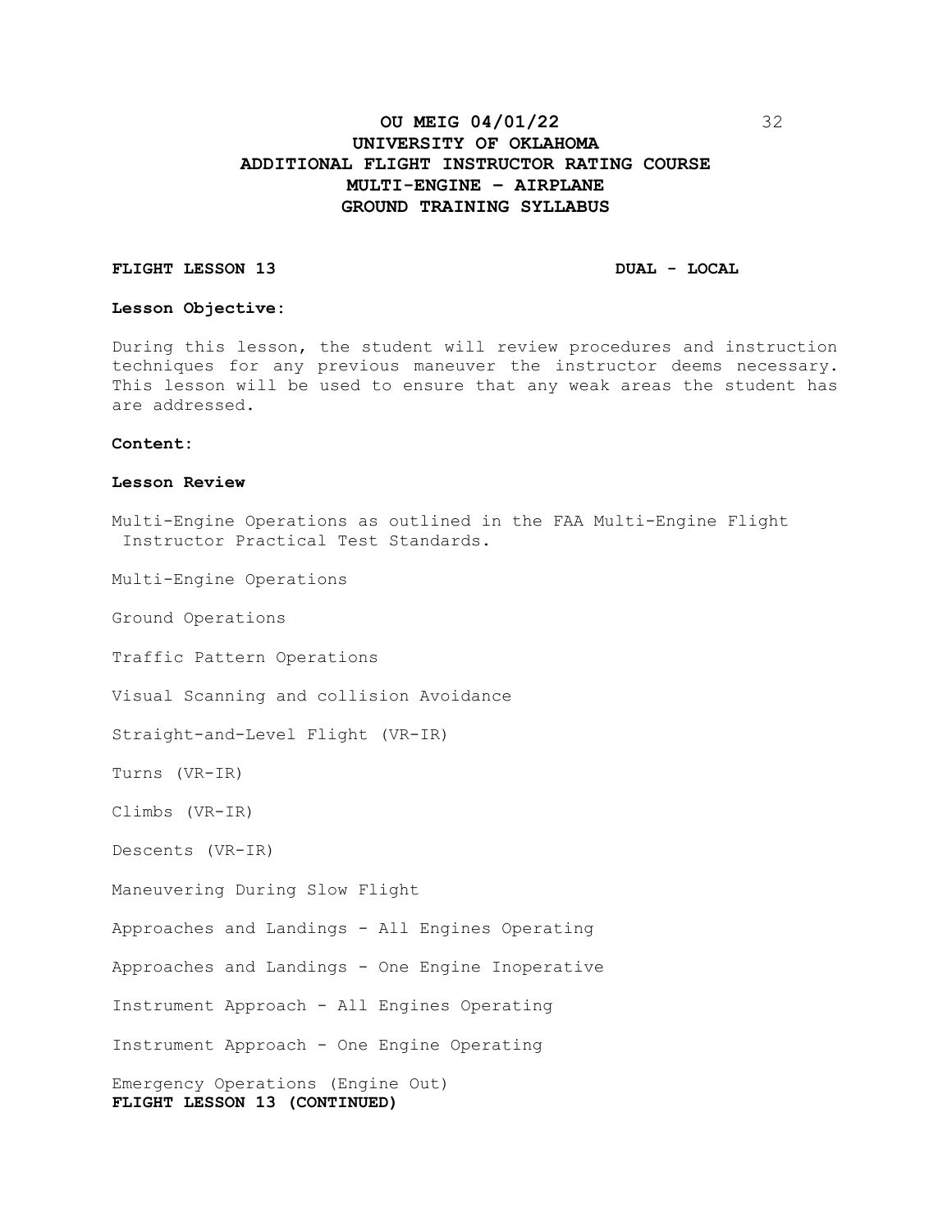# OU MEIG 04/01/22

# UNIVERSITY OF OKLAHOMA

# ADDITIONAL FLIGHT INSTRUCTOR RATING COURSE

# MULTI-ENGINE – AIRPLANE

# GROUND TRAINING SYLLABUS

**FLIGHT LESSON 13** **DUAL - LOCAL**

**Lesson Objective:**

During this lesson, the student will review procedures and instruction techniques for any previous maneuver the instructor deems necessary. This lesson will be used to ensure that any weak areas the student has are addressed.

**Content:**

**Lesson Review**

Multi-Engine Operations as outlined in the FAA Multi-Engine Flight Instructor Practical Test Standards.

Multi-Engine Operations

Ground Operations

Traffic Pattern Operations

Visual Scanning and collision Avoidance

Straight-and-Level Flight (VR-IR)

Turns (VR-IR)

Climbs (VR-IR)

Descents (VR-IR)

Maneuvering During Slow Flight

Approaches and Landings - All Engines Operating

Approaches and Landings - One Engine Inoperative

Instrument Approach - All Engines Operating

Instrument Approach - One Engine Operating

Emergency Operations (Engine Out)

**FLIGHT LESSON 13 (CONTINUED)**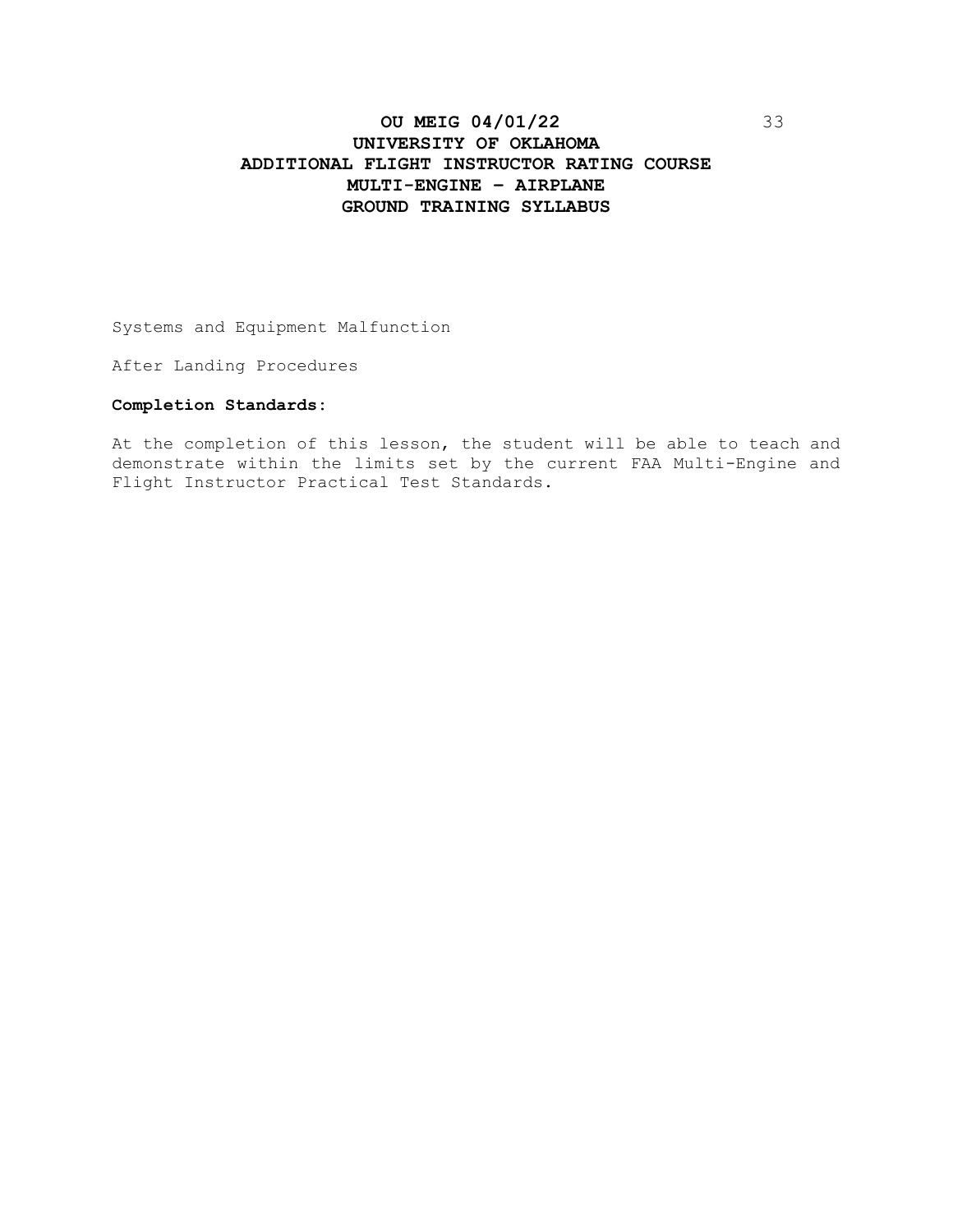Systems and Equipment Malfunction

After Landing Procedures

**Completion Standards:**

At the completion of this lesson, the student will be able to teach and demonstrate within the limits set by the current FAA Multi-Engine and Flight Instructor Practical Test Standards.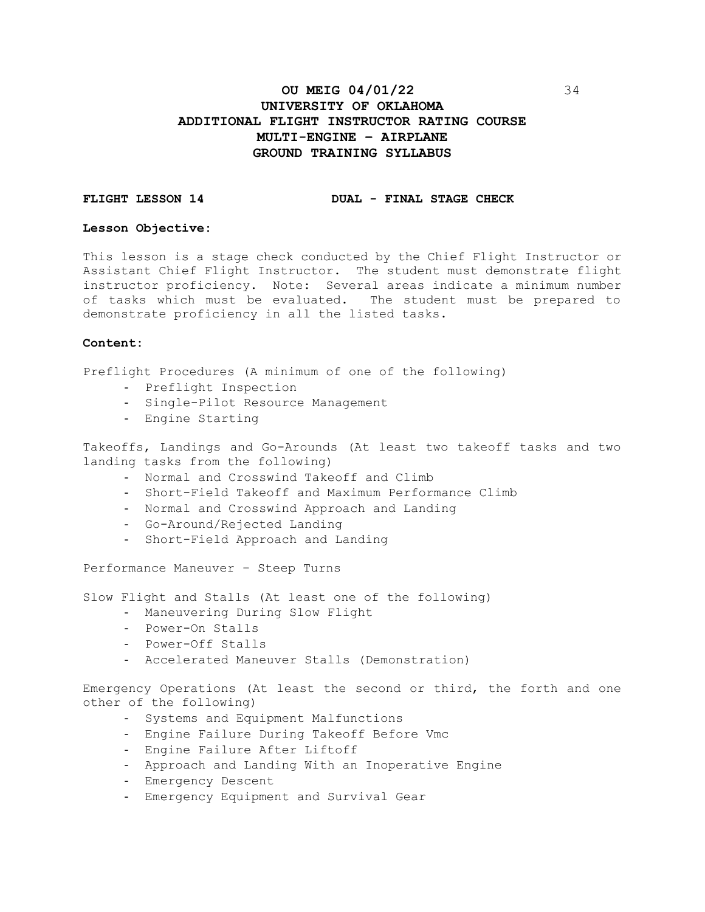# OU MEIG 04/01/22

## UNIVERSITY OF OKLAHOMA
## ADDITIONAL FLIGHT INSTRUCTOR RATING COURSE
## MULTI-ENGINE – AIRPLANE
## GROUND TRAINING SYLLABUS

**FLIGHT LESSON 14** **DUAL - FINAL STAGE CHECK**

**Lesson Objective:**

This lesson is a stage check conducted by the Chief Flight Instructor or Assistant Chief Flight Instructor. The student must demonstrate flight instructor proficiency. Note: Several areas indicate a minimum number of tasks which must be evaluated. The student must be prepared to demonstrate proficiency in all the listed tasks.

**Content:**

Preflight Procedures (A minimum of one of the following)

- Preflight Inspection
- Single-Pilot Resource Management
- Engine Starting

Takeoffs, Landings and Go-Arounds (At least two takeoff tasks and two landing tasks from the following)

- Normal and Crosswind Takeoff and Climb
- Short-Field Takeoff and Maximum Performance Climb
- Normal and Crosswind Approach and Landing
- Go-Around/Rejected Landing
- Short-Field Approach and Landing

Performance Maneuver – Steep Turns

Slow Flight and Stalls (At least one of the following)

- Maneuvering During Slow Flight
- Power-On Stalls
- Power-Off Stalls
- Accelerated Maneuver Stalls (Demonstration)

Emergency Operations (At least the second or third, the forth and one other of the following)

- Systems and Equipment Malfunctions
- Engine Failure During Takeoff Before Vmc
- Engine Failure After Liftoff
- Approach and Landing With an Inoperative Engine
- Emergency Descent
- Emergency Equipment and Survival Gear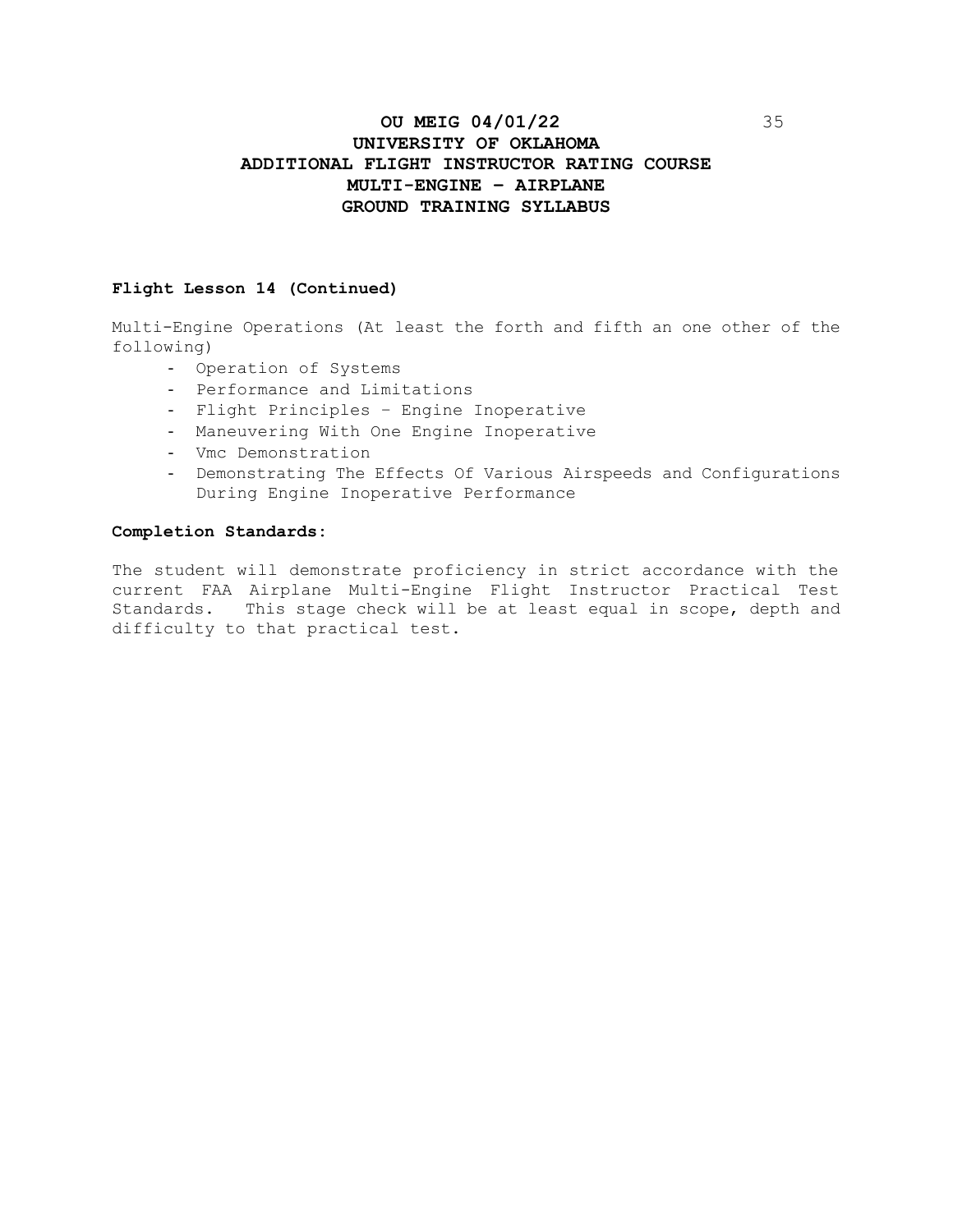**Flight Lesson 14 (Continued)**

Multi-Engine Operations (At least the forth and fifth an one other of the following)

- Operation of Systems
- Performance and Limitations
- Flight Principles – Engine Inoperative
- Maneuvering With One Engine Inoperative
- Vmc Demonstration
- Demonstrating The Effects Of Various Airspeeds and Configurations During Engine Inoperative Performance

**Completion Standards:**

The student will demonstrate proficiency in strict accordance with the current FAA Airplane Multi-Engine Flight Instructor Practical Test Standards. This stage check will be at least equal in scope, depth and difficulty to that practical test.